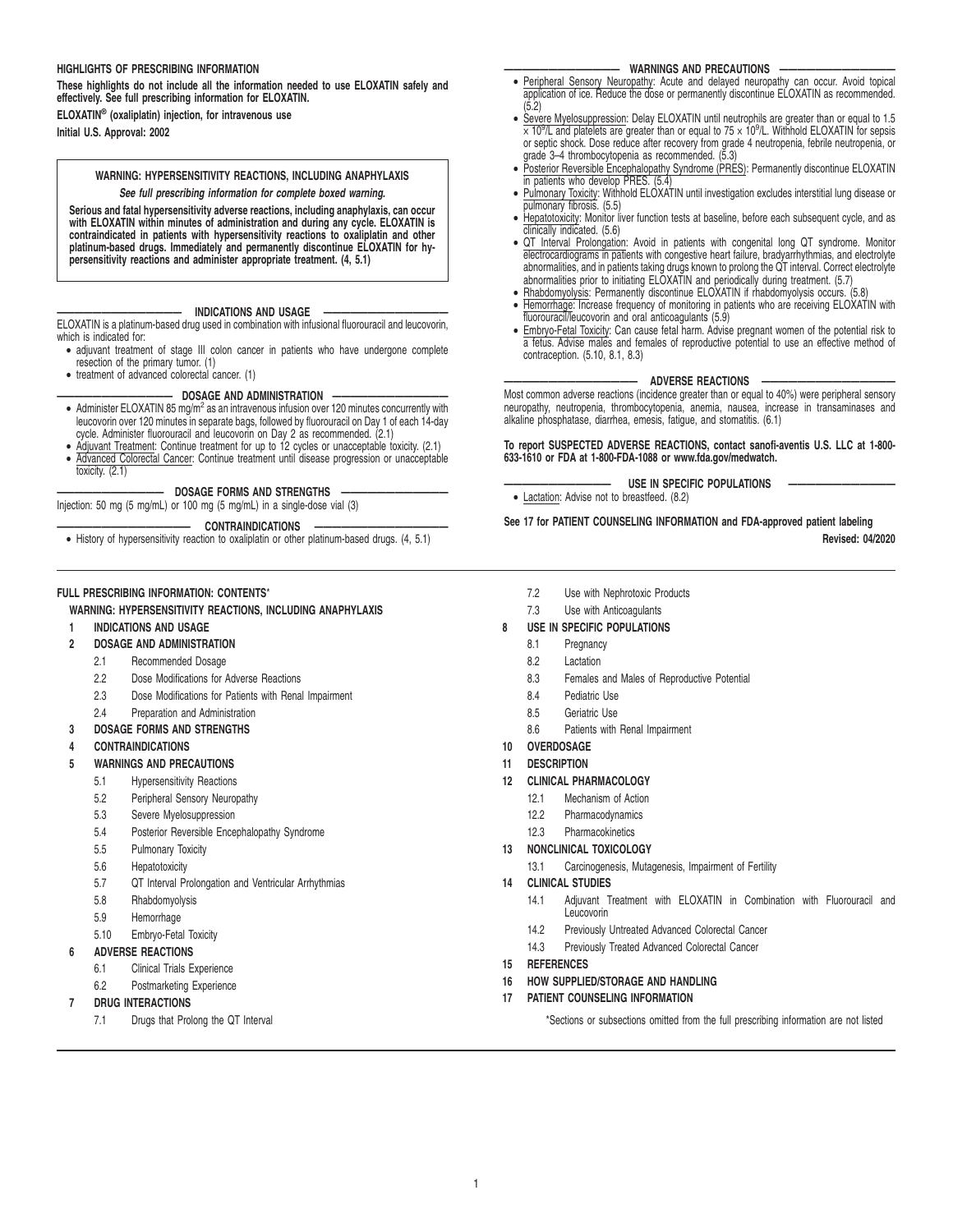**HIGHLIGHTS OF PRESCRIBING INFORMATION**

**These highlights do not include all the information needed to use ELOXATIN safely and effectively. See full prescribing information for ELOXATIN.**

**ELOXATIN® (oxaliplatin) injection, for intravenous use**

**Initial U.S. Approval: 2002**

**WARNING: HYPERSENSITIVITY REACTIONS, INCLUDING ANAPHYLAXIS**

***See full prescribing information for complete boxed warning.***

**Serious and fatal hypersensitivity adverse reactions, including anaphylaxis, can occur with ELOXATIN within minutes of administration and during any cycle. ELOXATIN is contraindicated in patients with hypersensitivity reactions to oxaliplatin and other platinum-based drugs. Immediately and permanently discontinue ELOXATIN for hypersensitivity reactions and administer appropriate treatment. (4, 5.1)**

**INDICATIONS AND USAGE**

ELOXATIN is a platinum-based drug used in combination with infusional fluorouracil and leucovorin, which is indicated for:

- adjuvant treatment of stage III colon cancer in patients who have undergone complete resection of the primary tumor. (1)
- treatment of advanced colorectal cancer. (1)

**DOSAGE AND ADMINISTRATION**

- Administer ELOXATIN 85 mg/m$^2$ as an intravenous infusion over 120 minutes concurrently with leucovorin over 120 minutes in separate bags, followed by fluorouracil on Day 1 of each 14-day cycle. Administer fluorouracil and leucovorin on Day 2 as recommended. (2.1)
- Adjuvant Treatment: Continue treatment for up to 12 cycles or unacceptable toxicity. (2.1)
- Advanced Colorectal Cancer: Continue treatment until disease progression or unacceptable toxicity. (2.1)

**DOSAGE FORMS AND STRENGTHS**

Injection: 50 mg (5 mg/mL) or 100 mg (5 mg/mL) in a single-dose vial (3)

**CONTRAINDICATIONS**

- History of hypersensitivity reaction to oxaliplatin or other platinum-based drugs. (4, 5.1)

**WARNINGS AND PRECAUTIONS**

- Peripheral Sensory Neuropathy: Acute and delayed neuropathy can occur. Avoid topical application of ice. Reduce the dose or permanently discontinue ELOXATIN as recommended. (5.2)
- Severe Myelosuppression: Delay ELOXATIN until neutrophils are greater than or equal to 1.5 $\times 10^9$/L and platelets are greater than or equal to 75 $\times 10^9$/L. Withhold ELOXATIN for sepsis or septic shock. Dose reduce after recovery from grade 4 neutropenia, febrile neutropenia, or grade 3–4 thrombocytopenia as recommended. (5.3)
- Posterior Reversible Encephalopathy Syndrome (PRES): Permanently discontinue ELOXATIN in patients who develop PRES. (5.4)
- Pulmonary Toxicity: Withhold ELOXATIN until investigation excludes interstitial lung disease or pulmonary fibrosis. (5.5)
- Hepatotoxicity: Monitor liver function tests at baseline, before each subsequent cycle, and as clinically indicated. (5.6)
- QT Interval Prolongation: Avoid in patients with congenital long QT syndrome. Monitor electrocardiograms in patients with congestive heart failure, bradyarrhythmias, and electrolyte abnormalities, and in patients taking drugs known to prolong the QT interval. Correct electrolyte abnormalities prior to initiating ELOXATIN and periodically during treatment. (5.7)
- Rhabdomyolysis: Permanently discontinue ELOXATIN if rhabdomyolysis occurs. (5.8)
- Hemorrhage: Increase frequency of monitoring in patients who are receiving ELOXATIN with fluorouracil/leucovorin and oral anticoagulants (5.9)
- Embryo-Fetal Toxicity: Can cause fetal harm. Advise pregnant women of the potential risk to a fetus. Advise males and females of reproductive potential to use an effective method of contraception. (5.10, 8.1, 8.3)

**ADVERSE REACTIONS**

Most common adverse reactions (incidence greater than or equal to 40%) were peripheral sensory neuropathy, neutropenia, thrombocytopenia, anemia, nausea, increase in transaminases and alkaline phosphatase, diarrhea, emesis, fatigue, and stomatitis. (6.1)

**To report SUSPECTED ADVERSE REACTIONS, contact sanofi-aventis U.S. LLC at 1-800-633-1610 or FDA at 1-800-FDA-1088 or www.fda.gov/medwatch.**

**USE IN SPECIFIC POPULATIONS**

- Lactation: Advise not to breastfeed. (8.2)

**See 17 for PATIENT COUNSELING INFORMATION and FDA-approved patient labeling**

**Revised: 04/2020**

**FULL PRESCRIBING INFORMATION: CONTENTS***

**WARNING: HYPERSENSITIVITY REACTIONS, INCLUDING ANAPHYLAXIS**

**1 INDICATIONS AND USAGE**

**2 DOSAGE AND ADMINISTRATION**
- 2.1 Recommended Dosage
- 2.2 Dose Modifications for Adverse Reactions
- 2.3 Dose Modifications for Patients with Renal Impairment
- 2.4 Preparation and Administration

**3 DOSAGE FORMS AND STRENGTHS**

**4 CONTRAINDICATIONS**

**5 WARNINGS AND PRECAUTIONS**
- 5.1 Hypersensitivity Reactions
- 5.2 Peripheral Sensory Neuropathy
- 5.3 Severe Myelosuppression
- 5.4 Posterior Reversible Encephalopathy Syndrome
- 5.5 Pulmonary Toxicity
- 5.6 Hepatotoxicity
- 5.7 QT Interval Prolongation and Ventricular Arrhythmias
- 5.8 Rhabdomyolysis
- 5.9 Hemorrhage
- 5.10 Embryo-Fetal Toxicity

**6 ADVERSE REACTIONS**
- 6.1 Clinical Trials Experience
- 6.2 Postmarketing Experience

**7 DRUG INTERACTIONS**
- 7.1 Drugs that Prolong the QT Interval
- 7.2 Use with Nephrotoxic Products
- 7.3 Use with Anticoagulants

**8 USE IN SPECIFIC POPULATIONS**
- 8.1 Pregnancy
- 8.2 Lactation
- 8.3 Females and Males of Reproductive Potential
- 8.4 Pediatric Use
- 8.5 Geriatric Use
- 8.6 Patients with Renal Impairment

**10 OVERDOSAGE**

**11 DESCRIPTION**

**12 CLINICAL PHARMACOLOGY**
- 12.1 Mechanism of Action
- 12.2 Pharmacodynamics
- 12.3 Pharmacokinetics

**13 NONCLINICAL TOXICOLOGY**
- 13.1 Carcinogenesis, Mutagenesis, Impairment of Fertility

**14 CLINICAL STUDIES**
- 14.1 Adjuvant Treatment with ELOXATIN in Combination with Fluorouracil and Leucovorin
- 14.2 Previously Untreated Advanced Colorectal Cancer
- 14.3 Previously Treated Advanced Colorectal Cancer

**15 REFERENCES**

**16 HOW SUPPLIED/STORAGE AND HANDLING**

**17 PATIENT COUNSELING INFORMATION**

*Sections or subsections omitted from the full prescribing information are not listed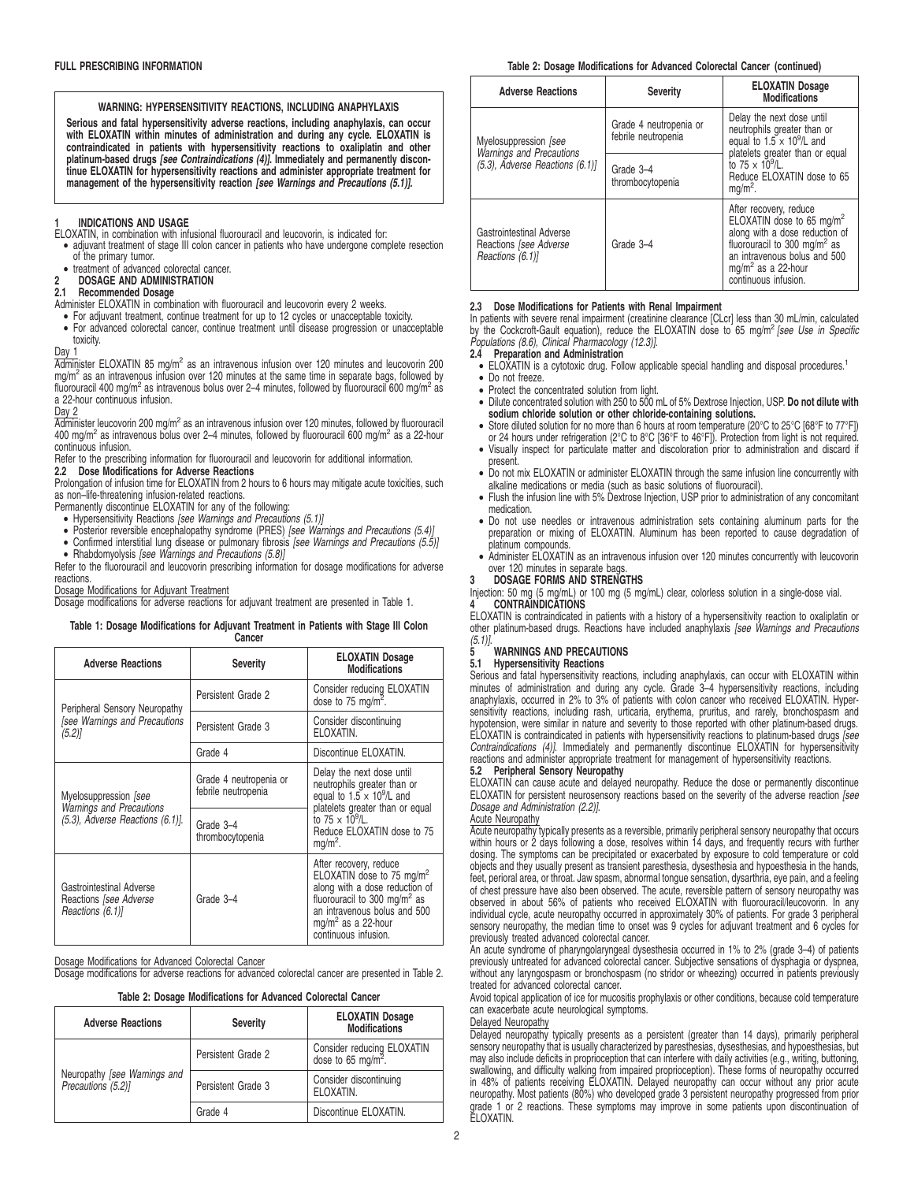## FULL PRESCRIBING INFORMATION

**WARNING: HYPERSENSITIVITY REACTIONS, INCLUDING ANAPHYLAXIS**

**Serious and fatal hypersensitivity adverse reactions, including anaphylaxis, can occur with ELOXATIN within minutes of administration and during any cycle. ELOXATIN is contraindicated in patients with hypersensitivity reactions to oxaliplatin and other platinum-based drugs *[see Contraindications (4)]*. Immediately and permanently discontinue ELOXATIN for hypersensitivity reactions and administer appropriate treatment for management of the hypersensitivity reaction *[see Warnings and Precautions (5.1)]*.**

## 1 INDICATIONS AND USAGE

ELOXATIN, in combination with infusional fluorouracil and leucovorin, is indicated for:

- adjuvant treatment of stage III colon cancer in patients who have undergone complete resection of the primary tumor.
- treatment of advanced colorectal cancer.

## 2 DOSAGE AND ADMINISTRATION

### 2.1 Recommended Dosage

Administer ELOXATIN in combination with fluorouracil and leucovorin every 2 weeks.

- For adjuvant treatment, continue treatment for up to 12 cycles or unacceptable toxicity.
- For advanced colorectal cancer, continue treatment until disease progression or unacceptable toxicity.

Day 1

Administer ELOXATIN 85 mg/m$^2$ as an intravenous infusion over 120 minutes and leucovorin 200 mg/m$^2$ as an intravenous infusion over 120 minutes at the same time in separate bags, followed by fluorouracil 400 mg/m$^2$ as intravenous bolus over 2–4 minutes, followed by fluorouracil 600 mg/m$^2$ as a 22-hour continuous infusion.

Day 2

Administer leucovorin 200 mg/m$^2$ as an intravenous infusion over 120 minutes, followed by fluorouracil 400 mg/m$^2$ as intravenous bolus over 2–4 minutes, followed by fluorouracil 600 mg/m$^2$ as a 22-hour continuous infusion.

Refer to the prescribing information for fluorouracil and leucovorin for additional information.

### 2.2 Dose Modifications for Adverse Reactions

Prolongation of infusion time for ELOXATIN from 2 hours to 6 hours may mitigate acute toxicities, such as non–life-threatening infusion-related reactions.

Permanently discontinue ELOXATIN for any of the following:

- Hypersensitivity Reactions *[see Warnings and Precautions (5.1)]*
- Posterior reversible encephalopathy syndrome (PRES) *[see Warnings and Precautions (5.4)]*
- Confirmed interstitial lung disease or pulmonary fibrosis *[see Warnings and Precautions (5.5)]*
- Rhabdomyolysis *[see Warnings and Precautions (5.8)]*

Refer to the fluorouracil and leucovorin prescribing information for dosage modifications for adverse reactions.

Dosage Modifications for Adjuvant Treatment

Dosage modifications for adverse reactions for adjuvant treatment are presented in Table 1.

**Table 1: Dosage Modifications for Adjuvant Treatment in Patients with Stage III Colon Cancer**

| Adverse Reactions | Severity | ELOXATIN Dosage Modifications |
|---|---|---|
| Peripheral Sensory Neuropathy *[see Warnings and Precautions (5.2)]* | Persistent Grade 2 | Consider reducing ELOXATIN dose to 75 mg/m$^2$. |
| | Persistent Grade 3 | Consider discontinuing ELOXATIN. |
| | Grade 4 | Discontinue ELOXATIN. |
| Myelosuppression *[see Warnings and Precautions (5.3), Adverse Reactions (6.1)]*. | Grade 4 neutropenia or febrile neutropenia | Delay the next dose until neutrophils greater than or equal to $1.5 \times 10^9$/L and platelets greater than or equal to $75 \times 10^9$/L. Reduce ELOXATIN dose to 75 mg/m$^2$. |
| | Grade 3–4 thrombocytopenia | |
| Gastrointestinal Adverse Reactions *[see Adverse Reactions (6.1)]* | Grade 3–4 | After recovery, reduce ELOXATIN dose to 75 mg/m$^2$ along with a dose reduction of fluorouracil to 300 mg/m$^2$ as an intravenous bolus and 500 mg/m$^2$ as a 22-hour continuous infusion. |

Dosage Modifications for Advanced Colorectal Cancer

Dosage modifications for adverse reactions for advanced colorectal cancer are presented in Table 2.

**Table 2: Dosage Modifications for Advanced Colorectal Cancer**

| Adverse Reactions | Severity | ELOXATIN Dosage Modifications |
|---|---|---|
| Neuropathy *[see Warnings and Precautions (5.2)]* | Persistent Grade 2 | Consider reducing ELOXATIN dose to 65 mg/m$^2$. |
| | Persistent Grade 3 | Consider discontinuing ELOXATIN. |
| | Grade 4 | Discontinue ELOXATIN. |
| Myelosuppression *[see Warnings and Precautions (5.3), Adverse Reactions (6.1)]* | Grade 4 neutropenia or febrile neutropenia | Delay the next dose until neutrophils greater than or equal to $1.5 \times 10^9$/L and platelets greater than or equal to $75 \times 10^9$/L. Reduce ELOXATIN dose to 65 mg/m$^2$. |
| | Grade 3–4 thrombocytopenia | |
| Gastrointestinal Adverse Reactions *[see Adverse Reactions (6.1)]* | Grade 3–4 | After recovery, reduce ELOXATIN dose to 65 mg/m$^2$ along with a dose reduction of fluorouracil to 300 mg/m$^2$ as an intravenous bolus and 500 mg/m$^2$ as a 22-hour continuous infusion. |

### 2.3 Dose Modifications for Patients with Renal Impairment

In patients with severe renal impairment (creatinine clearance [CLcr] less than 30 mL/min, calculated by the Cockcroft-Gault equation), reduce the ELOXATIN dose to 65 mg/m$^2$ *[see Use in Specific Populations (8.6), Clinical Pharmacology (12.3)]*.

### 2.4 Preparation and Administration

- ELOXATIN is a cytotoxic drug. Follow applicable special handling and disposal procedures.[1]
- Do not freeze.
- Protect the concentrated solution from light.
- Dilute concentrated solution with 250 to 500 mL of 5% Dextrose Injection, USP. **Do not dilute with sodium chloride solution or other chloride-containing solutions.**
- Store diluted solution for no more than 6 hours at room temperature (20°C to 25°C [68°F to 77°F]) or 24 hours under refrigeration (2°C to 8°C [36°F to 46°F]). Protection from light is not required.
- Visually inspect for particulate matter and discoloration prior to administration and discard if present.
- Do not mix ELOXATIN or administer ELOXATIN through the same infusion line concurrently with alkaline medications or media (such as basic solutions of fluorouracil).
- Flush the infusion line with 5% Dextrose Injection, USP prior to administration of any concomitant medication.
- Do not use needles or intravenous administration sets containing aluminum parts for the preparation or mixing of ELOXATIN. Aluminum has been reported to cause degradation of platinum compounds.
- Administer ELOXATIN as an intravenous infusion over 120 minutes concurrently with leucovorin over 120 minutes in separate bags.

## 3 DOSAGE FORMS AND STRENGTHS

Injection: 50 mg (5 mg/mL) or 100 mg (5 mg/mL) clear, colorless solution in a single-dose vial.

## 4 CONTRAINDICATIONS

ELOXATIN is contraindicated in patients with a history of a hypersensitivity reaction to oxaliplatin or other platinum-based drugs. Reactions have included anaphylaxis *[see Warnings and Precautions (5.1)]*.

## 5 WARNINGS AND PRECAUTIONS

### 5.1 Hypersensitivity Reactions

Serious and fatal hypersensitivity reactions, including anaphylaxis, can occur with ELOXATIN within minutes of administration and during any cycle. Grade 3–4 hypersensitivity reactions, including anaphylaxis, occurred in 2% to 3% of patients with colon cancer who received ELOXATIN. Hypersensitivity reactions, including rash, urticaria, erythema, pruritus, and rarely, bronchospasm and hypotension, were similar in nature and severity to those reported with other platinum-based drugs. ELOXATIN is contraindicated in patients with hypersensitivity reactions to platinum-based drugs *[see Contraindications (4)]*. Immediately and permanently discontinue ELOXATIN for hypersensitivity reactions and administer appropriate treatment for management of hypersensitivity reactions.

### 5.2 Peripheral Sensory Neuropathy

ELOXATIN can cause acute and delayed neuropathy. Reduce the dose or permanently discontinue ELOXATIN for persistent neurosensory reactions based on the severity of the adverse reaction *[see Dosage and Administration (2.2)]*.

Acute Neuropathy

Acute neuropathy typically presents as a reversible, primarily peripheral sensory neuropathy that occurs within hours or 2 days following a dose, resolves within 14 days, and frequently recurs with further dosing. The symptoms can be precipitated or exacerbated by exposure to cold temperature or cold objects and they usually present as transient paresthesia, dysesthesia and hypoesthesia in the hands, feet, perioral area, or throat. Jaw spasm, abnormal tongue sensation, dysarthria, eye pain, and a feeling of chest pressure have also been observed. The acute, reversible pattern of sensory neuropathy was observed in about 56% of patients who received ELOXATIN with fluorouracil/leucovorin. In any individual cycle, acute neuropathy occurred in approximately 30% of patients. For grade 3 peripheral sensory neuropathy, the median time to onset was 9 cycles for adjuvant treatment and 6 cycles for previously treated advanced colorectal cancer.

An acute syndrome of pharyngolaryngeal dysesthesia occurred in 1% to 2% (grade 3–4) of patients previously untreated for advanced colorectal cancer. Subjective sensations of dysphagia or dyspnea, without any laryngospasm or bronchospasm (no stridor or wheezing) occurred in patients previously treated for advanced colorectal cancer.

Avoid topical application of ice for mucositis prophylaxis or other conditions, because cold temperature can exacerbate acute neurological symptoms.

Delayed Neuropathy

Delayed neuropathy typically presents as a persistent (greater than 14 days), primarily peripheral sensory neuropathy that is usually characterized by paresthesias, dysesthesias, and hypoesthesias, but may also include deficits in proprioception that can interfere with daily activities (e.g., writing, buttoning, swallowing, and difficulty walking from impaired proprioception). These forms of neuropathy occurred in 48% of patients receiving ELOXATIN. Delayed neuropathy can occur without any prior acute neuropathy. Most patients (80%) who developed grade 3 persistent neuropathy progressed from prior grade 1 or 2 reactions. These symptoms may improve in some patients upon discontinuation of ELOXATIN.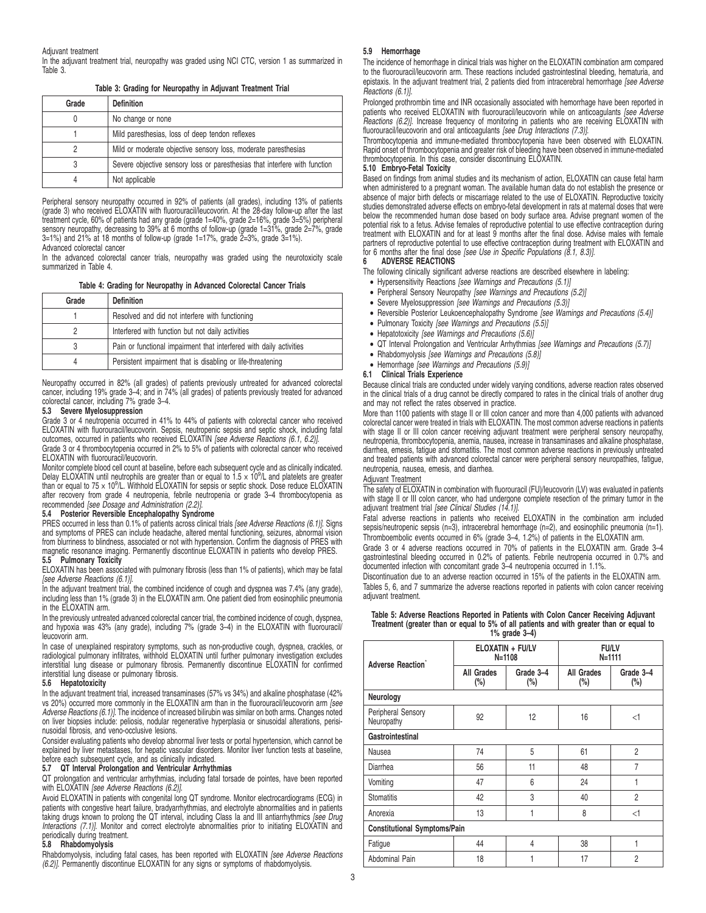Adjuvant treatment

In the adjuvant treatment trial, neuropathy was graded using NCI CTC, version 1 as summarized in Table 3.

**Table 3: Grading for Neuropathy in Adjuvant Treatment Trial**

| Grade | Definition |
|---|---|
| 0 | No change or none |
| 1 | Mild paresthesias, loss of deep tendon reflexes |
| 2 | Mild or moderate objective sensory loss, moderate paresthesias |
| 3 | Severe objective sensory loss or paresthesias that interfere with function |
| 4 | Not applicable |

Peripheral sensory neuropathy occurred in 92% of patients (all grades), including 13% of patients (grade 3) who received ELOXATIN with fluorouracil/leucovorin. At the 28-day follow-up after the last treatment cycle, 60% of patients had any grade (grade 1=40%, grade 2=16%, grade 3=5%) peripheral sensory neuropathy, decreasing to 39% at 6 months of follow-up (grade 1=31%, grade 2=7%, grade 3=1%) and 21% at 18 months of follow-up (grade 1=17%, grade 2=3%, grade 3=1%).

Advanced colorectal cancer

In the advanced colorectal cancer trials, neuropathy was graded using the neurotoxicity scale summarized in Table 4.

**Table 4: Grading for Neuropathy in Advanced Colorectal Cancer Trials**

| Grade | Definition |
|---|---|
| 1 | Resolved and did not interfere with functioning |
| 2 | Interfered with function but not daily activities |
| 3 | Pain or functional impairment that interfered with daily activities |
| 4 | Persistent impairment that is disabling or life-threatening |

Neuropathy occurred in 82% (all grades) of patients previously untreated for advanced colorectal cancer, including 19% grade 3–4; and in 74% (all grades) of patients previously treated for advanced colorectal cancer, including 7% grade 3–4.

### 5.3 Severe Myelosuppression

Grade 3 or 4 neutropenia occurred in 41% to 44% of patients with colorectal cancer who received ELOXATIN with fluorouracil/leucovorin. Sepsis, neutropenic sepsis and septic shock, including fatal outcomes, occurred in patients who received ELOXATIN *[see Adverse Reactions (6.1, 6.2)]*.

Grade 3 or 4 thrombocytopenia occurred in 2% to 5% of patients with colorectal cancer who received ELOXATIN with fluorouracil/leucovorin.

Monitor complete blood cell count at baseline, before each subsequent cycle and as clinically indicated. Delay ELOXATIN until neutrophils are greater than or equal to $1.5 \times 10^9$/L and platelets are greater than or equal to $75 \times 10^9$/L. Withhold ELOXATIN for sepsis or septic shock. Dose reduce ELOXATIN after recovery from grade 4 neutropenia, febrile neutropenia or grade 3–4 thrombocytopenia as recommended *[see Dosage and Administration (2.2)]*.

### 5.4 Posterior Reversible Encephalopathy Syndrome

PRES occurred in less than 0.1% of patients across clinical trials *[see Adverse Reactions (6.1)]*. Signs and symptoms of PRES can include headache, altered mental functioning, seizures, abnormal vision from blurriness to blindness, associated or not with hypertension. Confirm the diagnosis of PRES with magnetic resonance imaging. Permanently discontinue ELOXATIN in patients who develop PRES.

### 5.5 Pulmonary Toxicity

ELOXATIN has been associated with pulmonary fibrosis (less than 1% of patients), which may be fatal *[see Adverse Reactions (6.1)]*.

In the adjuvant treatment trial, the combined incidence of cough and dyspnea was 7.4% (any grade), including less than 1% (grade 3) in the ELOXATIN arm. One patient died from eosinophilic pneumonia in the ELOXATIN arm.

In the previously untreated advanced colorectal cancer trial, the combined incidence of cough, dyspnea, and hypoxia was 43% (any grade), including 7% (grade 3–4) in the ELOXATIN with fluorouracil/leucovorin arm.

In case of unexplained respiratory symptoms, such as non-productive cough, dyspnea, crackles, or radiological pulmonary infiltrates, withhold ELOXATIN until further pulmonary investigation excludes interstitial lung disease or pulmonary fibrosis. Permanently discontinue ELOXATIN for confirmed interstitial lung disease or pulmonary fibrosis.

### 5.6 Hepatotoxicity

In the adjuvant treatment trial, increased transaminases (57% vs 34%) and alkaline phosphatase (42% vs 20%) occurred more commonly in the ELOXATIN arm than in the fluorouracil/leucovorin arm *[see Adverse Reactions (6.1)]*. The incidence of increased bilirubin was similar on both arms. Changes noted on liver biopsies include: peliosis, nodular regenerative hyperplasia or sinusoidal alterations, perisinusoidal fibrosis, and veno-occlusive lesions.

Consider evaluating patients who develop abnormal liver tests or portal hypertension, which cannot be explained by liver metastases, for hepatic vascular disorders. Monitor liver function tests at baseline, before each subsequent cycle, and as clinically indicated.

### 5.7 QT Interval Prolongation and Ventricular Arrhythmias

QT prolongation and ventricular arrhythmias, including fatal torsade de pointes, have been reported with ELOXATIN *[see Adverse Reactions (6.2)]*.

Avoid ELOXATIN in patients with congenital long QT syndrome. Monitor electrocardiograms (ECG) in patients with congestive heart failure, bradyarrhythmias, and electrolyte abnormalities and in patients taking drugs known to prolong the QT interval, including Class Ia and III antiarrhythmics *[see Drug Interactions (7.1)]*. Monitor and correct electrolyte abnormalities prior to initiating ELOXATIN and periodically during treatment.

### 5.8 Rhabdomyolysis

Rhabdomyolysis, including fatal cases, has been reported with ELOXATIN *[see Adverse Reactions (6.2)]*. Permanently discontinue ELOXATIN for any signs or symptoms of rhabdomyolysis.

### 5.9 Hemorrhage

The incidence of hemorrhage in clinical trials was higher on the ELOXATIN combination arm compared to the fluorouracil/leucovorin arm. These reactions included gastrointestinal bleeding, hematuria, and epistaxis. In the adjuvant treatment trial, 2 patients died from intracerebral hemorrhage *[see Adverse Reactions (6.1)]*.

Prolonged prothrombin time and INR occasionally associated with hemorrhage have been reported in patients who received ELOXATIN with fluorouracil/leucovorin while on anticoagulants *[see Adverse Reactions (6.2)]*. Increase frequency of monitoring in patients who are receiving ELOXATIN with fluorouracil/leucovorin and oral anticoagulants *[see Drug Interactions (7.3)]*.

Thrombocytopenia and immune-mediated thrombocytopenia have been observed with ELOXATIN. Rapid onset of thrombocytopenia and greater risk of bleeding have been observed in immune-mediated thrombocytopenia. In this case, consider discontinuing ELOXATIN.

### 5.10 Embryo-Fetal Toxicity

Based on findings from animal studies and its mechanism of action, ELOXATIN can cause fetal harm when administered to a pregnant woman. The available human data do not establish the presence or absence of major birth defects or miscarriage related to the use of ELOXATIN. Reproductive toxicity studies demonstrated adverse effects on embryo-fetal development in rats at maternal doses that were below the recommended human dose based on body surface area. Advise pregnant women of the potential risk to a fetus. Advise females of reproductive potential to use effective contraception during treatment with ELOXATIN and for at least 9 months after the final dose. Advise males with female partners of reproductive potential to use effective contraception during treatment with ELOXATIN and for 6 months after the final dose *[see Use in Specific Populations (8.1, 8.3)]*.

## 6 ADVERSE REACTIONS

The following clinically significant adverse reactions are described elsewhere in labeling:

- Hypersensitivity Reactions *[see Warnings and Precautions (5.1)]*
- Peripheral Sensory Neuropathy *[see Warnings and Precautions (5.2)]*
- Severe Myelosuppression *[see Warnings and Precautions (5.3)]*
- Reversible Posterior Leukoencephalopathy Syndrome *[see Warnings and Precautions (5.4)]*
- Pulmonary Toxicity *[see Warnings and Precautions (5.5)]*
- Hepatotoxicity *[see Warnings and Precautions (5.6)]*
- QT Interval Prolongation and Ventricular Arrhythmias *[see Warnings and Precautions (5.7)]*
- Rhabdomyolysis *[see Warnings and Precautions (5.8)]*
- Hemorrhage *[see Warnings and Precautions (5.9)]*

### 6.1 Clinical Trials Experience

Because clinical trials are conducted under widely varying conditions, adverse reaction rates observed in the clinical trials of a drug cannot be directly compared to rates in the clinical trials of another drug and may not reflect the rates observed in practice.

More than 1100 patients with stage II or III colon cancer and more than 4,000 patients with advanced colorectal cancer were treated in trials with ELOXATIN. The most common adverse reactions in patients with stage II or III colon cancer receiving adjuvant treatment were peripheral sensory neuropathy, neutropenia, thrombocytopenia, anemia, nausea, increase in transaminases and alkaline phosphatase, diarrhea, emesis, fatigue and stomatitis. The most common adverse reactions in previously untreated and treated patients with advanced colorectal cancer were peripheral sensory neuropathies, fatigue, neutropenia, nausea, emesis, and diarrhea.

Adjuvant Treatment

The safety of ELOXATIN in combination with fluorouracil (FU)/leucovorin (LV) was evaluated in patients with stage II or III colon cancer, who had undergone complete resection of the primary tumor in the adjuvant treatment trial *[see Clinical Studies (14.1)]*.

Fatal adverse reactions in patients who received ELOXATIN in the combination arm included sepsis/neutropenic sepsis (n=3), intracerebral hemorrhage (n=2), and eosinophilic pneumonia (n=1). Thromboembolic events occurred in 6% (grade 3–4, 1.2%) of patients in the ELOXATIN arm.

Grade 3 or 4 adverse reactions occurred in 70% of patients in the ELOXATIN arm. Grade 3–4 gastrointestinal bleeding occurred in 0.2% of patients. Febrile neutropenia occurred in 0.7% and documented infection with concomitant grade 3–4 neutropenia occurred in 1.1%.

Discontinuation due to an adverse reaction occurred in 15% of the patients in the ELOXATIN arm.

Tables 5, 6, and 7 summarize the adverse reactions reported in patients with colon cancer receiving adjuvant treatment.

**Table 5: Adverse Reactions Reported in Patients with Colon Cancer Receiving Adjuvant Treatment (greater than or equal to 5% of all patients and with greater than or equal to 1% grade 3–4)**

| Adverse Reaction* | ELOXATIN + FU/LV N=1108 | | FU/LV N=1111 | |
|---|---|---|---|---|
| | All Grades (%) | Grade 3–4 (%) | All Grades (%) | Grade 3–4 (%) |
| **Neurology** | | | | |
| Peripheral Sensory Neuropathy | 92 | 12 | 16 | <1 |
| **Gastrointestinal** | | | | |
| Nausea | 74 | 5 | 61 | 2 |
| Diarrhea | 56 | 11 | 48 | 7 |
| Vomiting | 47 | 6 | 24 | 1 |
| Stomatitis | 42 | 3 | 40 | 2 |
| Anorexia | 13 | 1 | 8 | <1 |
| **Constitutional Symptoms/Pain** | | | | |
| Fatigue | 44 | 4 | 38 | 1 |
| Abdominal Pain | 18 | 1 | 17 | 2 |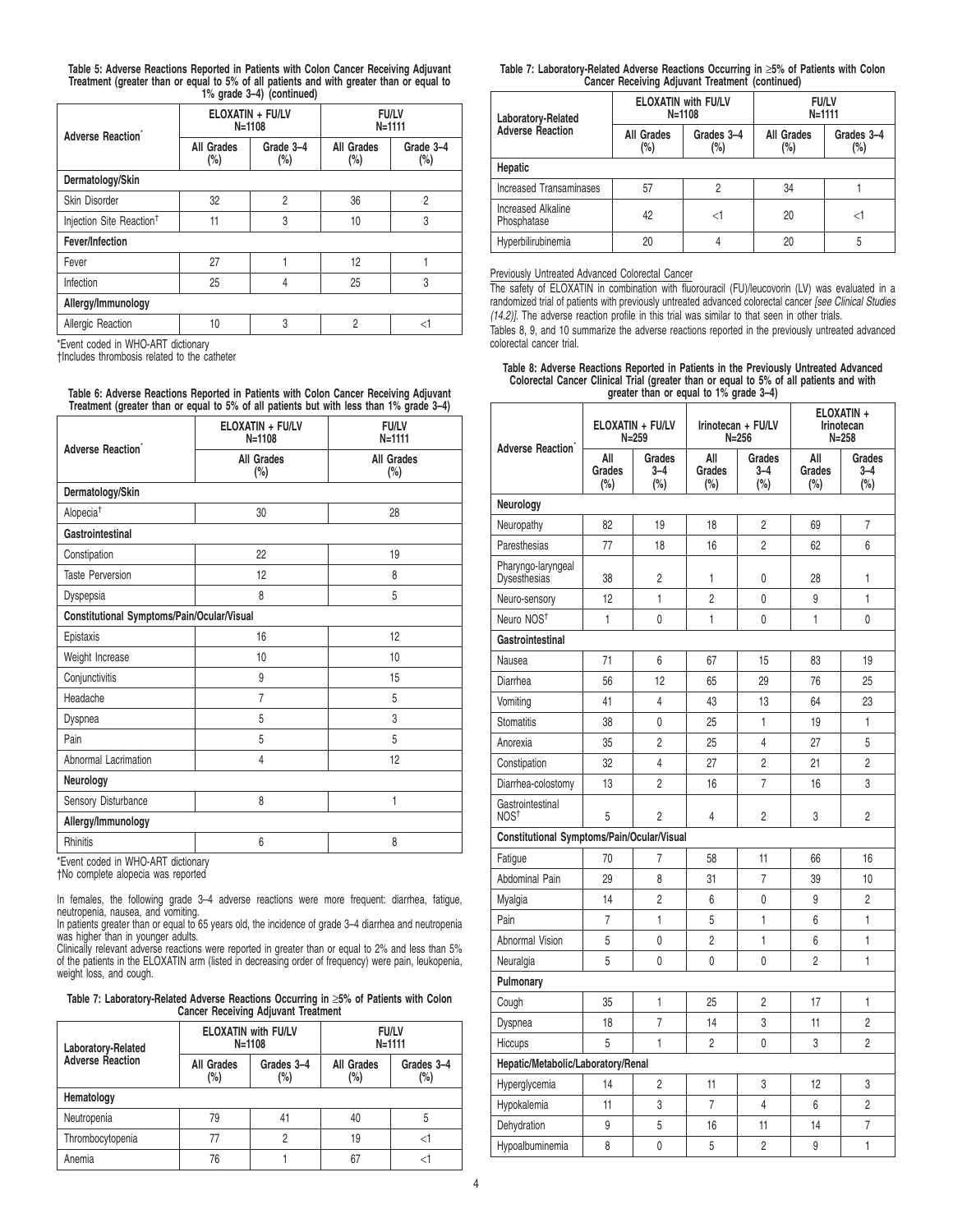**Table 5: Adverse Reactions Reported in Patients with Colon Cancer Receiving Adjuvant Treatment (greater than or equal to 5% of all patients and with greater than or equal to 1% grade 3–4) (continued)**

| Adverse Reaction* | ELOXATIN + FU/LV N=1108 | | FU/LV N=1111 | |
|---|---|---|---|---|
| | All Grades (%) | Grade 3–4 (%) | All Grades (%) | Grade 3–4 (%) |
| **Dermatology/Skin** | | | | |
| Skin Disorder | 32 | 2 | 36 | 2 |
| Injection Site Reaction† | 11 | 3 | 10 | 3 |
| **Fever/Infection** | | | | |
| Fever | 27 | 1 | 12 | 1 |
| Infection | 25 | 4 | 25 | 3 |
| **Allergy/Immunology** | | | | |
| Allergic Reaction | 10 | 3 | 2 | <1 |

*Event coded in WHO-ART dictionary
†Includes thrombosis related to the catheter

**Table 6: Adverse Reactions Reported in Patients with Colon Cancer Receiving Adjuvant Treatment (greater than or equal to 5% of all patients but with less than 1% grade 3–4)**

| Adverse Reaction* | ELOXATIN + FU/LV N=1108 | FU/LV N=1111 |
|---|---|---|
| | All Grades (%) | All Grades (%) |
| **Dermatology/Skin** | | |
| Alopecia† | 30 | 28 |
| **Gastrointestinal** | | |
| Constipation | 22 | 19 |
| Taste Perversion | 12 | 8 |
| Dyspepsia | 8 | 5 |
| **Constitutional Symptoms/Pain/Ocular/Visual** | | |
| Epistaxis | 16 | 12 |
| Weight Increase | 10 | 10 |
| Conjunctivitis | 9 | 15 |
| Headache | 7 | 5 |
| Dyspnea | 5 | 3 |
| Pain | 5 | 5 |
| Abnormal Lacrimation | 4 | 12 |
| **Neurology** | | |
| Sensory Disturbance | 8 | 1 |
| **Allergy/Immunology** | | |
| Rhinitis | 6 | 8 |

*Event coded in WHO-ART dictionary
†No complete alopecia was reported

In females, the following grade 3–4 adverse reactions were more frequent: diarrhea, fatigue, neutropenia, nausea, and vomiting.

In patients greater than or equal to 65 years old, the incidence of grade 3–4 diarrhea and neutropenia was higher than in younger adults.

Clinically relevant adverse reactions were reported in greater than or equal to 2% and less than 5% of the patients in the ELOXATIN arm (listed in decreasing order of frequency) were pain, leukopenia, weight loss, and cough.

**Table 7: Laboratory-Related Adverse Reactions Occurring in ≥5% of Patients with Colon Cancer Receiving Adjuvant Treatment**

| Laboratory-Related Adverse Reaction | ELOXATIN with FU/LV N=1108 | | FU/LV N=1111 | |
|---|---|---|---|---|
| | All Grades (%) | Grades 3–4 (%) | All Grades (%) | Grades 3–4 (%) |
| **Hematology** | | | | |
| Neutropenia | 79 | 41 | 40 | 5 |
| Thrombocytopenia | 77 | 2 | 19 | <1 |
| Anemia | 76 | 1 | 67 | <1 |
| **Hepatic** | | | | |
| Increased Transaminases | 57 | 2 | 34 | 1 |
| Increased Alkaline Phosphatase | 42 | <1 | 20 | <1 |
| Hyperbilirubinemia | 20 | 4 | 20 | 5 |

Previously Untreated Advanced Colorectal Cancer

The safety of ELOXATIN in combination with fluorouracil (FU)/leucovorin (LV) was evaluated in a randomized trial of patients with previously untreated advanced colorectal cancer *[see Clinical Studies (14.2)]*. The adverse reaction profile in this trial was similar to that seen in other trials.

Tables 8, 9, and 10 summarize the adverse reactions reported in the previously untreated advanced colorectal cancer trial.

**Table 8: Adverse Reactions Reported in Patients in the Previously Untreated Advanced Colorectal Cancer Clinical Trial (greater than or equal to 5% of all patients and with greater than or equal to 1% grade 3–4)**

| Adverse Reaction* | ELOXATIN + FU/LV N=259 | | Irinotecan + FU/LV N=256 | | ELOXATIN + Irinotecan N=258 | |
|---|---|---|---|---|---|---|
| | All Grades (%) | Grades 3–4 (%) | All Grades (%) | Grades 3–4 (%) | All Grades (%) | Grades 3–4 (%) |
| **Neurology** | | | | | | |
| Neuropathy | 82 | 19 | 18 | 2 | 69 | 7 |
| Paresthesias | 77 | 18 | 16 | 2 | 62 | 6 |
| Pharyngo-laryngeal Dysesthesias | 38 | 2 | 1 | 0 | 28 | 1 |
| Neuro-sensory | 12 | 1 | 2 | 0 | 9 | 1 |
| Neuro NOS† | 1 | 0 | 1 | 0 | 1 | 0 |
| **Gastrointestinal** | | | | | | |
| Nausea | 71 | 6 | 67 | 15 | 83 | 19 |
| Diarrhea | 56 | 12 | 65 | 29 | 76 | 25 |
| Vomiting | 41 | 4 | 43 | 13 | 64 | 23 |
| Stomatitis | 38 | 0 | 25 | 1 | 19 | 1 |
| Anorexia | 35 | 2 | 25 | 4 | 27 | 5 |
| Constipation | 32 | 4 | 27 | 2 | 21 | 2 |
| Diarrhea-colostomy | 13 | 2 | 16 | 7 | 16 | 3 |
| Gastrointestinal NOS† | 5 | 2 | 4 | 2 | 3 | 2 |
| **Constitutional Symptoms/Pain/Ocular/Visual** | | | | | | |
| Fatigue | 70 | 7 | 58 | 11 | 66 | 16 |
| Abdominal Pain | 29 | 8 | 31 | 7 | 39 | 10 |
| Myalgia | 14 | 2 | 6 | 0 | 9 | 2 |
| Pain | 7 | 1 | 5 | 1 | 6 | 1 |
| Abnormal Vision | 5 | 0 | 2 | 1 | 6 | 1 |
| Neuralgia | 5 | 0 | 0 | 0 | 2 | 1 |
| **Pulmonary** | | | | | | |
| Cough | 35 | 1 | 25 | 2 | 17 | 1 |
| Dyspnea | 18 | 7 | 14 | 3 | 11 | 2 |
| Hiccups | 5 | 1 | 2 | 0 | 3 | 2 |
| **Hepatic/Metabolic/Laboratory/Renal** | | | | | | |
| Hyperglycemia | 14 | 2 | 11 | 3 | 12 | 3 |
| Hypokalemia | 11 | 3 | 7 | 4 | 6 | 2 |
| Dehydration | 9 | 5 | 16 | 11 | 14 | 7 |
| Hypoalbuminemia | 8 | 0 | 5 | 2 | 9 | 1 |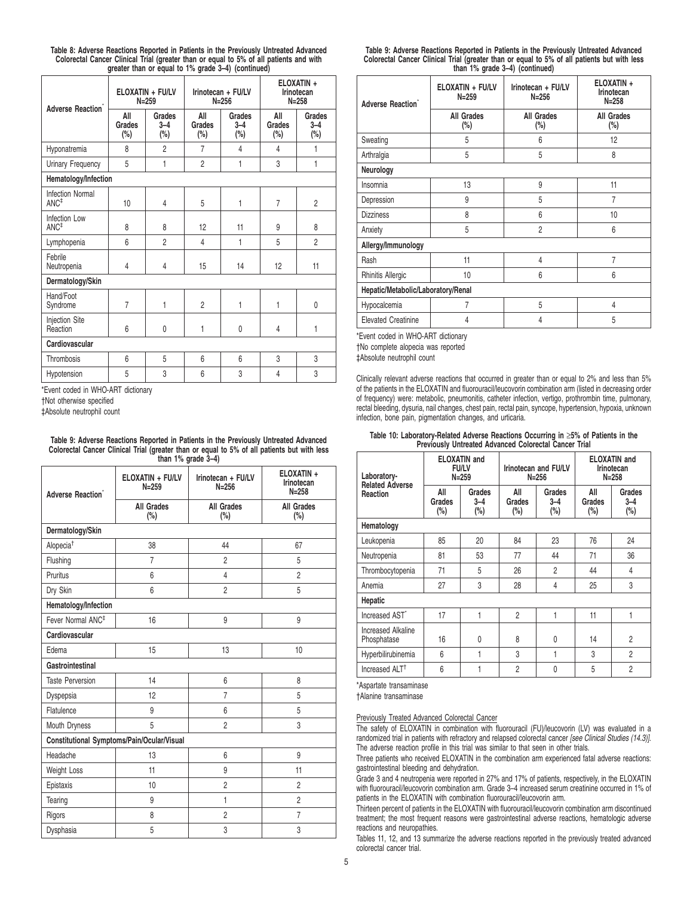**Table 8: Adverse Reactions Reported in Patients in the Previously Untreated Advanced Colorectal Cancer Clinical Trial (greater than or equal to 5% of all patients and with greater than or equal to 1% grade 3–4) (continued)**

| Adverse Reaction* | ELOXATIN + FU/LV N=259 | | Irinotecan + FU/LV N=256 | | ELOXATIN + Irinotecan N=258 | |
|---|---|---|---|---|---|---|
| | All Grades (%) | Grades 3–4 (%) | All Grades (%) | Grades 3–4 (%) | All Grades (%) | Grades 3–4 (%) |
| Hyponatremia | 8 | 2 | 7 | 4 | 4 | 1 |
| Urinary Frequency | 5 | 1 | 2 | 1 | 3 | 1 |
| **Hematology/Infection** | | | | | | |
| Infection Normal ANC‡ | 10 | 4 | 5 | 1 | 7 | 2 |
| Infection Low ANC‡ | 8 | 8 | 12 | 11 | 9 | 8 |
| Lymphopenia | 6 | 2 | 4 | 1 | 5 | 2 |
| Febrile Neutropenia | 4 | 4 | 15 | 14 | 12 | 11 |
| **Dermatology/Skin** | | | | | | |
| Hand/Foot Syndrome | 7 | 1 | 2 | 1 | 1 | 0 |
| Injection Site Reaction | 6 | 0 | 1 | 0 | 4 | 1 |
| **Cardiovascular** | | | | | | |
| Thrombosis | 6 | 5 | 6 | 6 | 3 | 3 |
| Hypotension | 5 | 3 | 6 | 3 | 4 | 3 |

*Event coded in WHO-ART dictionary

†Not otherwise specified

‡Absolute neutrophil count

**Table 9: Adverse Reactions Reported in Patients in the Previously Untreated Advanced Colorectal Cancer Clinical Trial (greater than or equal to 5% of all patients but with less than 1% grade 3–4)**

| Adverse Reaction* | ELOXATIN + FU/LV N=259 | Irinotecan + FU/LV N=256 | ELOXATIN + Irinotecan N=258 |
|---|---|---|---|
| | All Grades (%) | All Grades (%) | All Grades (%) |
| **Dermatology/Skin** | | | |
| Alopecia† | 38 | 44 | 67 |
| Flushing | 7 | 2 | 5 |
| Pruritus | 6 | 4 | 2 |
| Dry Skin | 6 | 2 | 5 |
| **Hematology/Infection** | | | |
| Fever Normal ANC‡ | 16 | 9 | 9 |
| **Cardiovascular** | | | |
| Edema | 15 | 13 | 10 |
| **Gastrointestinal** | | | |
| Taste Perversion | 14 | 6 | 8 |
| Dyspepsia | 12 | 7 | 5 |
| Flatulence | 9 | 6 | 5 |
| Mouth Dryness | 5 | 2 | 3 |
| **Constitutional Symptoms/Pain/Ocular/Visual** | | | |
| Headache | 13 | 6 | 9 |
| Weight Loss | 11 | 9 | 11 |
| Epistaxis | 10 | 2 | 2 |
| Tearing | 9 | 1 | 2 |
| Rigors | 8 | 2 | 7 |
| Dysphasia | 5 | 3 | 3 |
| Sweating | 5 | 6 | 12 |
| Arthralgia | 5 | 5 | 8 |
| **Neurology** | | | |
| Insomnia | 13 | 9 | 11 |
| Depression | 9 | 5 | 7 |
| Dizziness | 8 | 6 | 10 |
| Anxiety | 5 | 2 | 6 |
| **Allergy/Immunology** | | | |
| Rash | 11 | 4 | 7 |
| Rhinitis Allergic | 10 | 6 | 6 |
| **Hepatic/Metabolic/Laboratory/Renal** | | | |
| Hypocalcemia | 7 | 5 | 4 |
| Elevated Creatinine | 4 | 4 | 5 |

*Event coded in WHO-ART dictionary

†No complete alopecia was reported

‡Absolute neutrophil count

Clinically relevant adverse reactions that occurred in greater than or equal to 2% and less than 5% of the patients in the ELOXATIN and fluorouracil/leucovorin combination arm (listed in decreasing order of frequency) were: metabolic, pneumonitis, catheter infection, vertigo, prothrombin time, pulmonary, rectal bleeding, dysuria, nail changes, chest pain, rectal pain, syncope, hypertension, hypoxia, unknown infection, bone pain, pigmentation changes, and urticaria.

**Table 10: Laboratory-Related Adverse Reactions Occurring in ≥5% of Patients in the Previously Untreated Advanced Colorectal Cancer Trial**

| Laboratory-Related Adverse Reaction | ELOXATIN and FU/LV N=259 | | Irinotecan and FU/LV N=256 | | ELOXATIN and Irinotecan N=258 | |
|---|---|---|---|---|---|---|
| | All Grades (%) | Grades 3–4 (%) | All Grades (%) | Grades 3–4 (%) | All Grades (%) | Grades 3–4 (%) |
| **Hematology** | | | | | | |
| Leukopenia | 85 | 20 | 84 | 23 | 76 | 24 |
| Neutropenia | 81 | 53 | 77 | 44 | 71 | 36 |
| Thrombocytopenia | 71 | 5 | 26 | 2 | 44 | 4 |
| Anemia | 27 | 3 | 28 | 4 | 25 | 3 |
| **Hepatic** | | | | | | |
| Increased AST* | 17 | 1 | 2 | 1 | 11 | 1 |
| Increased Alkaline Phosphatase | 16 | 0 | 8 | 0 | 14 | 2 |
| Hyperbilirubinemia | 6 | 1 | 3 | 1 | 3 | 2 |
| Increased ALT† | 6 | 1 | 2 | 0 | 5 | 2 |

*Aspartate transaminase

†Alanine transaminase

Previously Treated Advanced Colorectal Cancer

The safety of ELOXATIN in combination with fluorouracil (FU)/leucovorin (LV) was evaluated in a randomized trial in patients with refractory and relapsed colorectal cancer *[see Clinical Studies (14.3)]*. The adverse reaction profile in this trial was similar to that seen in other trials.

Three patients who received ELOXATIN in the combination arm experienced fatal adverse reactions: gastrointestinal bleeding and dehydration.

Grade 3 and 4 neutropenia were reported in 27% and 17% of patients, respectively, in the ELOXATIN with fluorouracil/leucovorin combination arm. Grade 3–4 increased serum creatinine occurred in 1% of patients in the ELOXATIN with combination fluorouracil/leucovorin arm.

Thirteen percent of patients in the ELOXATIN with fluorouracil/leucovorin combination arm discontinued treatment; the most frequent reasons were gastrointestinal adverse reactions, hematologic adverse reactions and neuropathies.

Tables 11, 12, and 13 summarize the adverse reactions reported in the previously treated advanced colorectal cancer trial.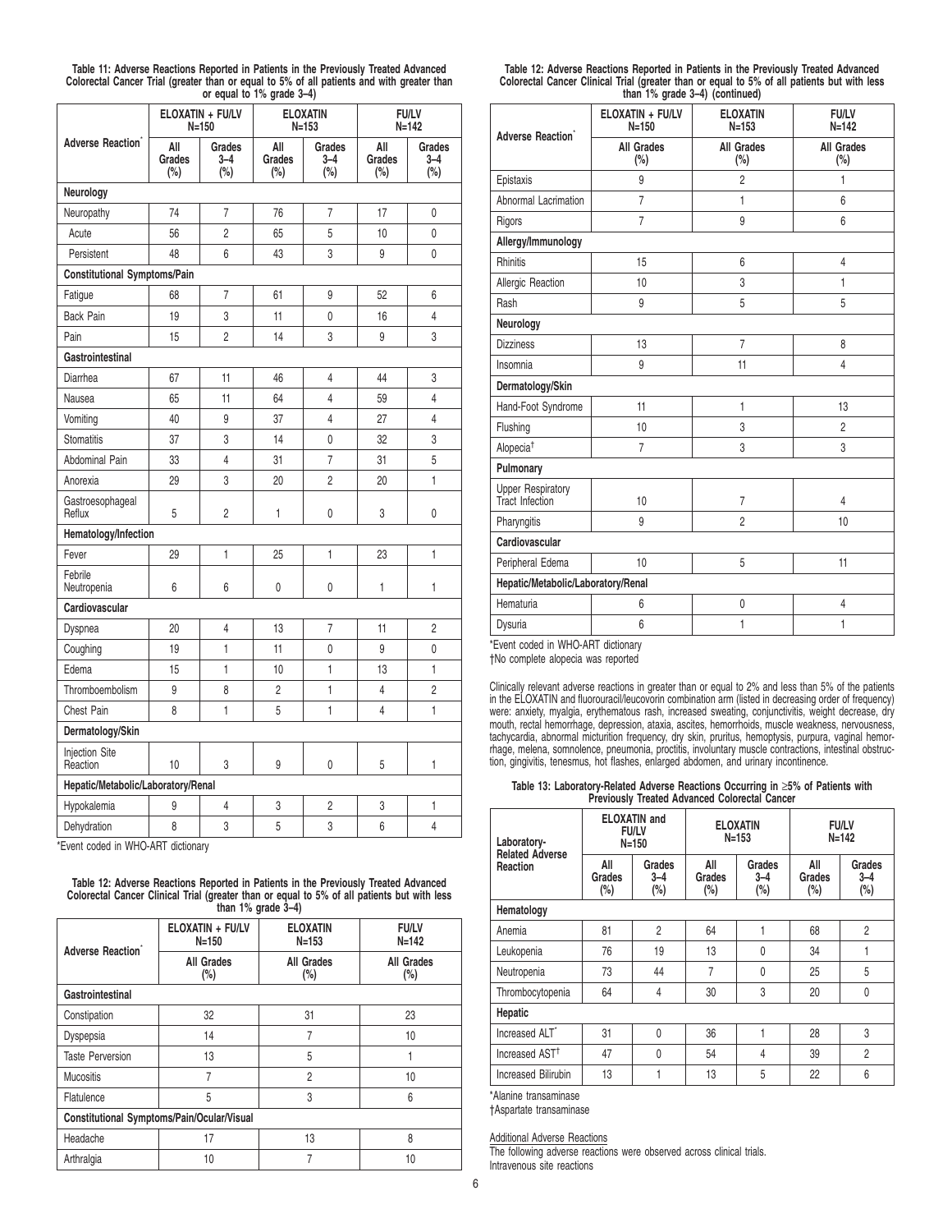**Table 11: Adverse Reactions Reported in Patients in the Previously Treated Advanced Colorectal Cancer Trial (greater than or equal to 5% of all patients and with greater than or equal to 1% grade 3–4)**

| Adverse Reaction* | ELOXATIN + FU/LV N=150 | | ELOXATIN N=153 | | FU/LV N=142 | |
|---|---|---|---|---|---|---|
| | All Grades (%) | Grades 3–4 (%) | All Grades (%) | Grades 3–4 (%) | All Grades (%) | Grades 3–4 (%) |
| **Neurology** | | | | | | |
| Neuropathy | 74 | 7 | 76 | 7 | 17 | 0 |
| Acute | 56 | 2 | 65 | 5 | 10 | 0 |
| Persistent | 48 | 6 | 43 | 3 | 9 | 0 |
| **Constitutional Symptoms/Pain** | | | | | | |
| Fatigue | 68 | 7 | 61 | 9 | 52 | 6 |
| Back Pain | 19 | 3 | 11 | 0 | 16 | 4 |
| Pain | 15 | 2 | 14 | 3 | 9 | 3 |
| **Gastrointestinal** | | | | | | |
| Diarrhea | 67 | 11 | 46 | 4 | 44 | 3 |
| Nausea | 65 | 11 | 64 | 4 | 59 | 4 |
| Vomiting | 40 | 9 | 37 | 4 | 27 | 4 |
| Stomatitis | 37 | 3 | 14 | 0 | 32 | 3 |
| Abdominal Pain | 33 | 4 | 31 | 7 | 31 | 5 |
| Anorexia | 29 | 3 | 20 | 2 | 20 | 1 |
| Gastroesophageal Reflux | 5 | 2 | 1 | 0 | 3 | 0 |
| **Hematology/Infection** | | | | | | |
| Fever | 29 | 1 | 25 | 1 | 23 | 1 |
| Febrile Neutropenia | 6 | 6 | 0 | 0 | 1 | 1 |
| **Cardiovascular** | | | | | | |
| Dyspnea | 20 | 4 | 13 | 7 | 11 | 2 |
| Coughing | 19 | 1 | 11 | 0 | 9 | 0 |
| Edema | 15 | 1 | 10 | 1 | 13 | 1 |
| Thromboembolism | 9 | 8 | 2 | 1 | 4 | 2 |
| Chest Pain | 8 | 1 | 5 | 1 | 4 | 1 |
| **Dermatology/Skin** | | | | | | |
| Injection Site Reaction | 10 | 3 | 9 | 0 | 5 | 1 |
| **Hepatic/Metabolic/Laboratory/Renal** | | | | | | |
| Hypokalemia | 9 | 4 | 3 | 2 | 3 | 1 |
| Dehydration | 8 | 3 | 5 | 3 | 6 | 4 |

*Event coded in WHO-ART dictionary

**Table 12: Adverse Reactions Reported in Patients in the Previously Treated Advanced Colorectal Cancer Clinical Trial (greater than or equal to 5% of all patients but with less than 1% grade 3–4)**

| Adverse Reaction* | ELOXATIN + FU/LV N=150 | ELOXATIN N=153 | FU/LV N=142 |
|---|---|---|---|
| | All Grades (%) | All Grades (%) | All Grades (%) |
| **Gastrointestinal** | | | |
| Constipation | 32 | 31 | 23 |
| Dyspepsia | 14 | 7 | 10 |
| Taste Perversion | 13 | 5 | 1 |
| Mucositis | 7 | 2 | 10 |
| Flatulence | 5 | 3 | 6 |
| **Constitutional Symptoms/Pain/Ocular/Visual** | | | |
| Headache | 17 | 13 | 8 |
| Arthralgia | 10 | 7 | 10 |
| Epistaxis | 9 | 2 | 1 |
| Abnormal Lacrimation | 7 | 1 | 6 |
| Rigors | 7 | 9 | 6 |
| **Allergy/Immunology** | | | |
| Rhinitis | 15 | 6 | 4 |
| Allergic Reaction | 10 | 3 | 1 |
| Rash | 9 | 5 | 5 |
| **Neurology** | | | |
| Dizziness | 13 | 7 | 8 |
| Insomnia | 9 | 11 | 4 |
| **Dermatology/Skin** | | | |
| Hand-Foot Syndrome | 11 | 1 | 13 |
| Flushing | 10 | 3 | 2 |
| Alopecia† | 7 | 3 | 3 |
| **Pulmonary** | | | |
| Upper Respiratory Tract Infection | 10 | 7 | 4 |
| Pharyngitis | 9 | 2 | 10 |
| **Cardiovascular** | | | |
| Peripheral Edema | 10 | 5 | 11 |
| **Hepatic/Metabolic/Laboratory/Renal** | | | |
| Hematuria | 6 | 0 | 4 |
| Dysuria | 6 | 1 | 1 |

*Event coded in WHO-ART dictionary

†No complete alopecia was reported

Clinically relevant adverse reactions in greater than or equal to 2% and less than 5% of the patients in the ELOXATIN and fluorouracil/leucovorin combination arm (listed in decreasing order of frequency) were: anxiety, myalgia, erythematous rash, increased sweating, conjunctivitis, weight decrease, dry mouth, rectal hemorrhage, depression, ataxia, ascites, hemorrhoids, muscle weakness, nervousness, tachycardia, abnormal micturition frequency, dry skin, pruritus, hemoptysis, purpura, vaginal hemorrhage, melena, somnolence, pneumonia, proctitis, involuntary muscle contractions, intestinal obstruction, gingivitis, tenesmus, hot flashes, enlarged abdomen, and urinary incontinence.

**Table 13: Laboratory-Related Adverse Reactions Occurring in ≥5% of Patients with Previously Treated Advanced Colorectal Cancer**

| Laboratory-Related Adverse Reaction | ELOXATIN and FU/LV N=150 | | ELOXATIN N=153 | | FU/LV N=142 | |
|---|---|---|---|---|---|---|
| | All Grades (%) | Grades 3–4 (%) | All Grades (%) | Grades 3–4 (%) | All Grades (%) | Grades 3–4 (%) |
| **Hematology** | | | | | | |
| Anemia | 81 | 2 | 64 | 1 | 68 | 2 |
| Leukopenia | 76 | 19 | 13 | 0 | 34 | 1 |
| Neutropenia | 73 | 44 | 7 | 0 | 25 | 5 |
| Thrombocytopenia | 64 | 4 | 30 | 3 | 20 | 0 |
| **Hepatic** | | | | | | |
| Increased ALT* | 31 | 0 | 36 | 1 | 28 | 3 |
| Increased AST† | 47 | 0 | 54 | 4 | 39 | 2 |
| Increased Bilirubin | 13 | 1 | 13 | 5 | 22 | 6 |

*Alanine transaminase

†Aspartate transaminase

Additional Adverse Reactions

The following adverse reactions were observed across clinical trials.

Intravenous site reactions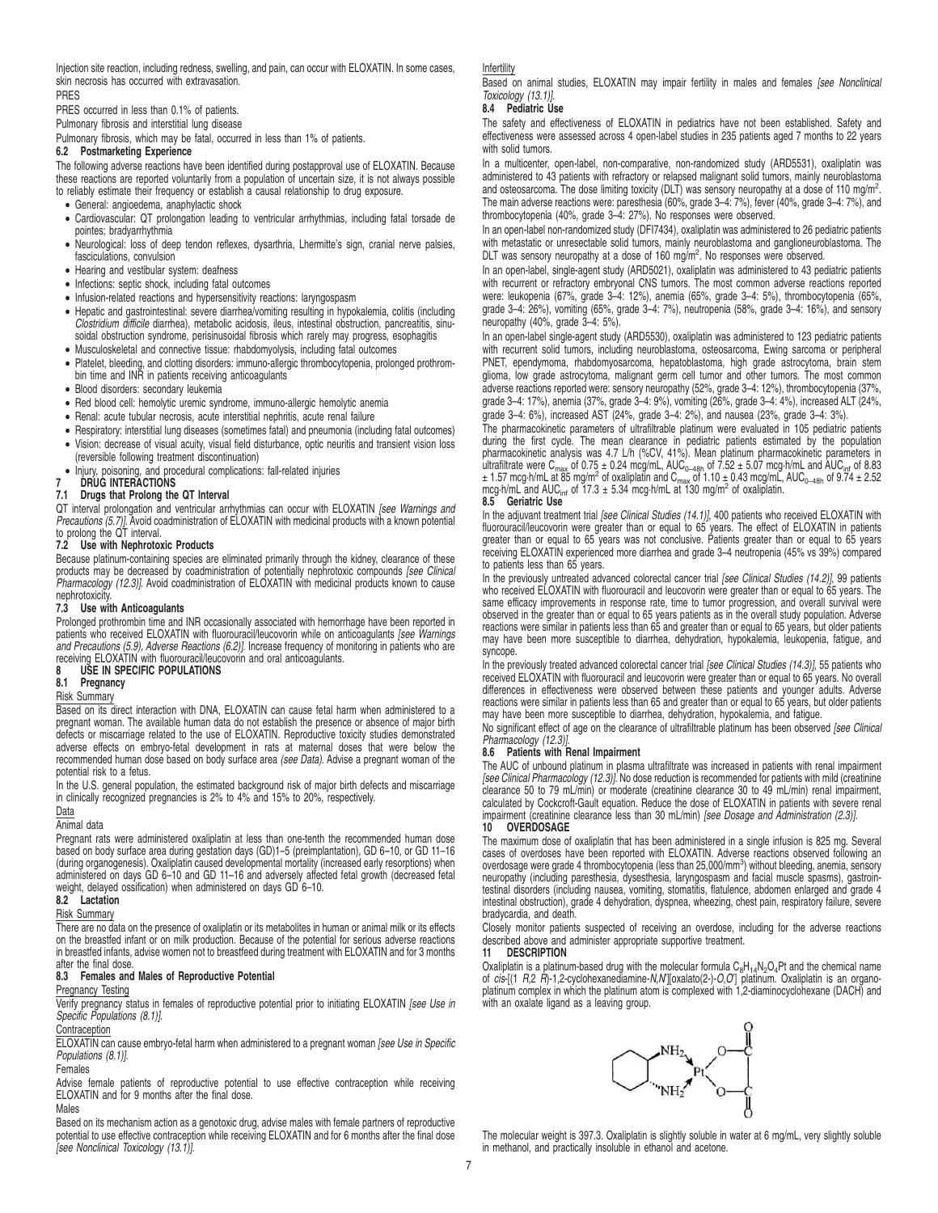Injection site reaction, including redness, swelling, and pain, can occur with ELOXATIN. In some cases, skin necrosis has occurred with extravasation.

PRES

PRES occurred in less than 0.1% of patients.

Pulmonary fibrosis and interstitial lung disease

Pulmonary fibrosis, which may be fatal, occurred in less than 1% of patients.

### 6.2 Postmarketing Experience

The following adverse reactions have been identified during postapproval use of ELOXATIN. Because these reactions are reported voluntarily from a population of uncertain size, it is not always possible to reliably estimate their frequency or establish a causal relationship to drug exposure.

- General: angioedema, anaphylactic shock
- Cardiovascular: QT prolongation leading to ventricular arrhythmias, including fatal torsade de pointes; bradyarrhythmia
- Neurological: loss of deep tendon reflexes, dysarthria, Lhermitte's sign, cranial nerve palsies, fasciculations, convulsion
- Hearing and vestibular system: deafness
- Infections: septic shock, including fatal outcomes
- Infusion-related reactions and hypersensitivity reactions: laryngospasm
- Hepatic and gastrointestinal: severe diarrhea/vomiting resulting in hypokalemia, colitis (including *Clostridium difficile* diarrhea), metabolic acidosis, ileus, intestinal obstruction, pancreatitis, sinusoidal obstruction syndrome, perisinusoidal fibrosis which rarely may progress, esophagitis
- Musculoskeletal and connective tissue: rhabdomyolysis, including fatal outcomes
- Platelet, bleeding, and clotting disorders: immuno-allergic thrombocytopenia, prolonged prothrombin time and INR in patients receiving anticoagulants
- Blood disorders: secondary leukemia
- Red blood cell: hemolytic uremic syndrome, immuno-allergic hemolytic anemia
- Renal: acute tubular necrosis, acute interstitial nephritis, acute renal failure
- Respiratory: interstitial lung diseases (sometimes fatal) and pneumonia (including fatal outcomes)
- Vision: decrease of visual acuity, visual field disturbance, optic neuritis and transient vision loss (reversible following treatment discontinuation)
- Injury, poisoning, and procedural complications: fall-related injuries

## 7 DRUG INTERACTIONS

### 7.1 Drugs that Prolong the QT Interval

QT interval prolongation and ventricular arrhythmias can occur with ELOXATIN *[see Warnings and Precautions (5.7)]*. Avoid coadministration of ELOXATIN with medicinal products with a known potential to prolong the QT interval.

### 7.2 Use with Nephrotoxic Products

Because platinum-containing species are eliminated primarily through the kidney, clearance of these products may be decreased by coadministration of potentially nephrotoxic compounds *[see Clinical Pharmacology (12.3)]*. Avoid coadministration of ELOXATIN with medicinal products known to cause nephrotoxicity.

### 7.3 Use with Anticoagulants

Prolonged prothrombin time and INR occasionally associated with hemorrhage have been reported in patients who received ELOXATIN with fluorouracil/leucovorin while on anticoagulants *[see Warnings and Precautions (5.9), Adverse Reactions (6.2)]*. Increase frequency of monitoring in patients who are receiving ELOXATIN with fluorouracil/leucovorin and oral anticoagulants.

## 8 USE IN SPECIFIC POPULATIONS

### 8.1 Pregnancy

Risk Summary

Based on its direct interaction with DNA, ELOXATIN can cause fetal harm when administered to a pregnant woman. The available human data do not establish the presence or absence of major birth defects or miscarriage related to the use of ELOXATIN. Reproductive toxicity studies demonstrated adverse effects on embryo-fetal development in rats at maternal doses that were below the recommended human dose based on body surface area *(see Data)*. Advise a pregnant woman of the potential risk to a fetus.

In the U.S. general population, the estimated background risk of major birth defects and miscarriage in clinically recognized pregnancies is 2% to 4% and 15% to 20%, respectively.

Data

Animal data

Pregnant rats were administered oxaliplatin at less than one-tenth the recommended human dose based on body surface area during gestation days (GD)1–5 (preimplantation), GD 6–10, or GD 11–16 (during organogenesis). Oxaliplatin caused developmental mortality (increased early resorptions) when administered on days GD 6–10 and GD 11–16 and adversely affected fetal growth (decreased fetal weight, delayed ossification) when administered on days GD 6–10.

### 8.2 Lactation

Risk Summary

There are no data on the presence of oxaliplatin or its metabolites in human or animal milk or its effects on the breastfed infant or on milk production. Because of the potential for serious adverse reactions in breastfed infants, advise women not to breastfeed during treatment with ELOXATIN and for 3 months after the final dose.

### 8.3 Females and Males of Reproductive Potential

Pregnancy Testing

Verify pregnancy status in females of reproductive potential prior to initiating ELOXATIN *[see Use in Specific Populations (8.1)]*.

Contraception

ELOXATIN can cause embryo-fetal harm when administered to a pregnant woman *[see Use in Specific Populations (8.1)]*.

Females

Advise female patients of reproductive potential to use effective contraception while receiving ELOXATIN and for 9 months after the final dose.

Males

Based on its mechanism action as a genotoxic drug, advise males with female partners of reproductive potential to use effective contraception while receiving ELOXATIN and for 6 months after the final dose *[see Nonclinical Toxicology (13.1)]*.

Infertility

Based on animal studies, ELOXATIN may impair fertility in males and females *[see Nonclinical Toxicology (13.1)]*.

### 8.4 Pediatric Use

The safety and effectiveness of ELOXATIN in pediatrics have not been established. Safety and effectiveness were assessed across 4 open-label studies in 235 patients aged 7 months to 22 years with solid tumors.

In a multicenter, open-label, non-comparative, non-randomized study (ARD5531), oxaliplatin was administered to 43 patients with refractory or relapsed malignant solid tumors, mainly neuroblastoma and osteosarcoma. The dose limiting toxicity (DLT) was sensory neuropathy at a dose of 110 mg/m$^2$. The main adverse reactions were: paresthesia (60%, grade 3–4: 7%), fever (40%, grade 3–4: 7%), and thrombocytopenia (40%, grade 3–4: 27%). No responses were observed.

In an open-label non-randomized study (DFI7434), oxaliplatin was administered to 26 pediatric patients with metastatic or unresectable solid tumors, mainly neuroblastoma and ganglioneuroblastoma. The DLT was sensory neuropathy at a dose of 160 mg/m$^2$. No responses were observed.

In an open-label, single-agent study (ARD5021), oxaliplatin was administered to 43 pediatric patients with recurrent or refractory embryonal CNS tumors. The most common adverse reactions reported were: leukopenia (67%, grade 3–4: 12%), anemia (65%, grade 3–4: 5%), thrombocytopenia (65%, grade 3–4: 26%), vomiting (65%, grade 3–4: 7%), neutropenia (58%, grade 3–4: 16%), and sensory neuropathy (40%, grade 3–4: 5%).

In an open-label single-agent study (ARD5530), oxaliplatin was administered to 123 pediatric patients with recurrent solid tumors, including neuroblastoma, osteosarcoma, Ewing sarcoma or peripheral PNET, ependymoma, rhabdomyosarcoma, hepatoblastoma, high grade astrocytoma, brain stem glioma, low grade astrocytoma, malignant germ cell tumor and other tumors. The most common adverse reactions reported were: sensory neuropathy (52%, grade 3–4: 12%), thrombocytopenia (37%, grade 3–4: 17%), anemia (37%, grade 3–4: 9%), vomiting (26%, grade 3–4: 4%), increased ALT (24%, grade 3–4: 6%), increased AST (24%, grade 3–4: 2%), and nausea (23%, grade 3–4: 3%).

The pharmacokinetic parameters of ultrafiltrable platinum were evaluated in 105 pediatric patients during the first cycle. The mean clearance in pediatric patients estimated by the population pharmacokinetic analysis was 4.7 L/h (%CV, 41%). Mean platinum pharmacokinetic parameters in ultrafiltrate were $C_{max}$ of 0.75 ± 0.24 mcg/mL, $AUC_{0–48h}$ of 7.52 ± 5.07 mcg·h/mL and $AUC_{inf}$ of 8.83 ± 1.57 mcg·h/mL at 85 mg/m$^2$ of oxaliplatin and $C_{max}$ of 1.10 ± 0.43 mcg/mL, $AUC_{0–48h}$ of 9.74 ± 2.52 mcg·h/mL and $AUC_{inf}$ of 17.3 ± 5.34 mcg·h/mL at 130 mg/m$^2$ of oxaliplatin.

### 8.5 Geriatric Use

In the adjuvant treatment trial *[see Clinical Studies (14.1)]*, 400 patients who received ELOXATIN with fluorouracil/leucovorin were greater than or equal to 65 years. The effect of ELOXATIN in patients greater than or equal to 65 years was not conclusive. Patients greater than or equal to 65 years receiving ELOXATIN experienced more diarrhea and grade 3–4 neutropenia (45% vs 39%) compared to patients less than 65 years.

In the previously untreated advanced colorectal cancer trial *[see Clinical Studies (14.2)]*, 99 patients who received ELOXATIN with fluorouracil and leucovorin were greater than or equal to 65 years. The same efficacy improvements in response rate, time to tumor progression, and overall survival were observed in the greater than or equal to 65 years patients as in the overall study population. Adverse reactions were similar in patients less than 65 and greater than or equal to 65 years, but older patients may have been more susceptible to diarrhea, dehydration, hypokalemia, leukopenia, fatigue, and syncope.

In the previously treated advanced colorectal cancer trial *[see Clinical Studies (14.3)]*, 55 patients who received ELOXATIN with fluorouracil and leucovorin were greater than or equal to 65 years. No overall differences in effectiveness were observed between these patients and younger adults. Adverse reactions were similar in patients less than 65 and greater than or equal to 65 years, but older patients may have been more susceptible to diarrhea, dehydration, hypokalemia, and fatigue.

No significant effect of age on the clearance of ultrafiltrable platinum has been observed *[see Clinical Pharmacology (12.3)]*.

### 8.6 Patients with Renal Impairment

The AUC of unbound platinum in plasma ultrafiltrate was increased in patients with renal impairment *[see Clinical Pharmacology (12.3)]*. No dose reduction is recommended for patients with mild (creatinine clearance 50 to 79 mL/min) or moderate (creatinine clearance 30 to 49 mL/min) renal impairment, calculated by Cockcroft-Gault equation. Reduce the dose of ELOXATIN in patients with severe renal impairment (creatinine clearance less than 30 mL/min) *[see Dosage and Administration (2.3)]*.

## 10 OVERDOSAGE

The maximum dose of oxaliplatin that has been administered in a single infusion is 825 mg. Several cases of overdoses have been reported with ELOXATIN. Adverse reactions observed following an overdosage were grade 4 thrombocytopenia (less than 25,000/mm$^3$) without bleeding, anemia, sensory neuropathy (including paresthesia, dysesthesia, laryngospasm and facial muscle spasms), gastrointestinal disorders (including nausea, vomiting, stomatitis, flatulence, abdomen enlarged and grade 4 intestinal obstruction), grade 4 dehydration, dyspnea, wheezing, chest pain, respiratory failure, severe bradycardia, and death.

Closely monitor patients suspected of receiving an overdose, including for the adverse reactions described above and administer appropriate supportive treatment.

## 11 DESCRIPTION

Oxaliplatin is a platinum-based drug with the molecular formula $C_8H_{14}N_2O_4Pt$ and the chemical name of *cis*-[(1 *R*,2 *R*)-1,2-cyclohexanediamine-*N*,*N'*][oxalato(2-)-*O*,*O'*] platinum. Oxaliplatin is an organoplatinum complex in which the platinum atom is complexed with 1,2-diaminocyclohexane (DACH) and with an oxalate ligand as a leaving group.

The molecular weight is 397.3. Oxaliplatin is slightly soluble in water at 6 mg/mL, very slightly soluble in methanol, and practically insoluble in ethanol and acetone.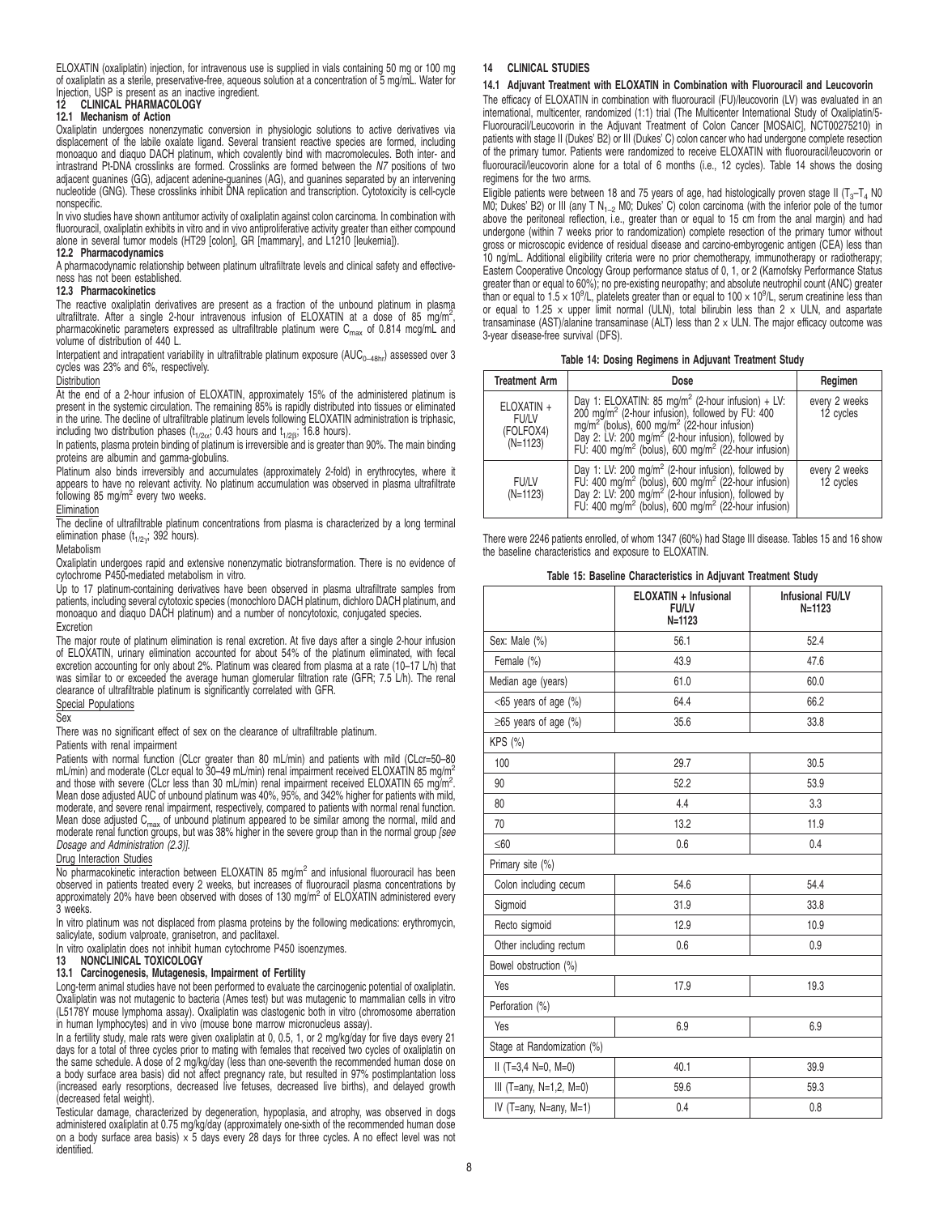ELOXATIN (oxaliplatin) injection, for intravenous use is supplied in vials containing 50 mg or 100 mg of oxaliplatin as a sterile, preservative-free, aqueous solution at a concentration of 5 mg/mL. Water for Injection, USP is present as an inactive ingredient.

## 12 CLINICAL PHARMACOLOGY

### 12.1 Mechanism of Action

Oxaliplatin undergoes nonenzymatic conversion in physiologic solutions to active derivatives via displacement of the labile oxalate ligand. Several transient reactive species are formed, including monoaquo and diaquo DACH platinum, which covalently bind with macromolecules. Both inter- and intrastrand Pt-DNA crosslinks are formed. Crosslinks are formed between the *N7* positions of two adjacent guanines (GG), adjacent adenine-guanines (AG), and guanines separated by an intervening nucleotide (GNG). These crosslinks inhibit DNA replication and transcription. Cytotoxicity is cell-cycle nonspecific.

In vivo studies have shown antitumor activity of oxaliplatin against colon carcinoma. In combination with fluorouracil, oxaliplatin exhibits in vitro and in vivo antiproliferative activity greater than either compound alone in several tumor models (HT29 [colon], GR [mammary], and L1210 [leukemia]).

### 12.2 Pharmacodynamics

A pharmacodynamic relationship between platinum ultrafiltrate levels and clinical safety and effectiveness has not been established.

### 12.3 Pharmacokinetics

The reactive oxaliplatin derivatives are present as a fraction of the unbound platinum in plasma ultrafiltrate. After a single 2-hour intravenous infusion of ELOXATIN at a dose of 85 mg/m$^2$, pharmacokinetic parameters expressed as ultrafiltrable platinum were $C_{max}$ of 0.814 mcg/mL and volume of distribution of 440 L.

Interpatient and intrapatient variability in ultrafiltrable platinum exposure ($AUC_{0-48hr}$) assessed over 3 cycles was 23% and 6%, respectively.

Distribution

At the end of a 2-hour infusion of ELOXATIN, approximately 15% of the administered platinum is present in the systemic circulation. The remaining 85% is rapidly distributed into tissues or eliminated in the urine. The decline of ultrafiltrable platinum levels following ELOXATIN administration is triphasic, including two distribution phases ($t_{1/2\alpha}$; 0.43 hours and $t_{1/2\beta}$; 16.8 hours).

In patients, plasma protein binding of platinum is irreversible and is greater than 90%. The main binding proteins are albumin and gamma-globulins.

Platinum also binds irreversibly and accumulates (approximately 2-fold) in erythrocytes, where it appears to have no relevant activity. No platinum accumulation was observed in plasma ultrafiltrate following 85 mg/m$^2$ every two weeks.

Elimination

The decline of ultrafiltrable platinum concentrations from plasma is characterized by a long terminal elimination phase ($t_{1/2\gamma}$; 392 hours).

Metabolism

Oxaliplatin undergoes rapid and extensive nonenzymatic biotransformation. There is no evidence of cytochrome P450-mediated metabolism in vitro.

Up to 17 platinum-containing derivatives have been observed in plasma ultrafiltrate samples from patients, including several cytotoxic species (monochloro DACH platinum, dichloro DACH platinum, and monoaquo and diaquo DACH platinum) and a number of noncytotoxic, conjugated species.

Excretion

The major route of platinum elimination is renal excretion. At five days after a single 2-hour infusion of ELOXATIN, urinary elimination accounted for about 54% of the platinum eliminated, with fecal excretion accounting for only about 2%. Platinum was cleared from plasma at a rate (10–17 L/h) that was similar to or exceeded the average human glomerular filtration rate (GFR; 7.5 L/h). The renal clearance of ultrafiltrable platinum is significantly correlated with GFR.

Special Populations

Sex

There was no significant effect of sex on the clearance of ultrafiltrable platinum.

Patients with renal impairment

Patients with normal function (CLcr greater than 80 mL/min) and patients with mild (CLcr=50–80 mL/min) and moderate (CLcr equal to 30–49 mL/min) renal impairment received ELOXATIN 85 mg/m$^2$ and those with severe (CLcr less than 30 mL/min) renal impairment received ELOXATIN 65 mg/m$^2$. Mean dose adjusted AUC of unbound platinum was 40%, 95%, and 342% higher for patients with mild, moderate, and severe renal impairment, respectively, compared to patients with normal renal function. Mean dose adjusted $C_{max}$ of unbound platinum appeared to be similar among the normal, mild and moderate renal function groups, but was 38% higher in the severe group than in the normal group *[see Dosage and Administration (2.3)]*.

Drug Interaction Studies

No pharmacokinetic interaction between ELOXATIN 85 mg/m$^2$ and infusional fluorouracil has been observed in patients treated every 2 weeks, but increases of fluorouracil plasma concentrations by approximately 20% have been observed with doses of 130 mg/m$^2$ of ELOXATIN administered every 3 weeks.

In vitro platinum was not displaced from plasma proteins by the following medications: erythromycin, salicylate, sodium valproate, granisetron, and paclitaxel.

In vitro oxaliplatin does not inhibit human cytochrome P450 isoenzymes.

## 13 NONCLINICAL TOXICOLOGY

### 13.1 Carcinogenesis, Mutagenesis, Impairment of Fertility

Long-term animal studies have not been performed to evaluate the carcinogenic potential of oxaliplatin. Oxaliplatin was not mutagenic to bacteria (Ames test) but was mutagenic to mammalian cells in vitro (L5178Y mouse lymphoma assay). Oxaliplatin was clastogenic both in vitro (chromosome aberration in human lymphocytes) and in vivo (mouse bone marrow micronucleus assay).

In a fertility study, male rats were given oxaliplatin at 0, 0.5, 1, or 2 mg/kg/day for five days every 21 days for a total of three cycles prior to mating with females that received two cycles of oxaliplatin on the same schedule. A dose of 2 mg/kg/day (less than one-seventh the recommended human dose on a body surface area basis) did not affect pregnancy rate, but resulted in 97% postimplantation loss (increased early resorptions, decreased live fetuses, decreased live births), and delayed growth (decreased fetal weight).

Testicular damage, characterized by degeneration, hypoplasia, and atrophy, was observed in dogs administered oxaliplatin at 0.75 mg/kg/day (approximately one-sixth of the recommended human dose on a body surface area basis) × 5 days every 28 days for three cycles. A no effect level was not identified.

## 14 CLINICAL STUDIES

### 14.1 Adjuvant Treatment with ELOXATIN in Combination with Fluorouracil and Leucovorin

The efficacy of ELOXATIN in combination with fluorouracil (FU)/leucovorin (LV) was evaluated in an international, multicenter, randomized (1:1) trial (The Multicenter International Study of Oxaliplatin/5-Fluorouracil/Leucovorin in the Adjuvant Treatment of Colon Cancer [MOSAIC], NCT00275210) in patients with stage II (Dukes' B2) or III (Dukes' C) colon cancer who had undergone complete resection of the primary tumor. Patients were randomized to receive ELOXATIN with fluorouracil/leucovorin or fluorouracil/leucovorin alone for a total of 6 months (i.e., 12 cycles). Table 14 shows the dosing regimens for the two arms.

Eligible patients were between 18 and 75 years of age, had histologically proven stage II ($T_3$–$T_4$ N0 M0; Dukes' B2) or III (any T $N_{1-2}$ M0; Dukes' C) colon carcinoma (with the inferior pole of the tumor above the peritoneal reflection, i.e., greater than or equal to 15 cm from the anal margin) and had undergone (within 7 weeks prior to randomization) complete resection of the primary tumor without gross or microscopic evidence of residual disease and carcino-embryogenic antigen (CEA) less than 10 ng/mL. Additional eligibility criteria were no prior chemotherapy, immunotherapy or radiotherapy; Eastern Cooperative Oncology Group performance status of 0, 1, or 2 (Karnofsky Performance Status greater than or equal to 60%); no pre-existing neuropathy; and absolute neutrophil count (ANC) greater than or equal to 1.5 × 10$^9$/L, platelets greater than or equal to 100 × 10$^9$/L, serum creatinine less than or equal to 1.25 × upper limit normal (ULN), total bilirubin less than 2 × ULN, and aspartate transaminase (AST)/alanine transaminase (ALT) less than 2 × ULN. The major efficacy outcome was 3-year disease-free survival (DFS).

**Table 14: Dosing Regimens in Adjuvant Treatment Study**

| Treatment Arm | Dose | Regimen |
|---|---|---|
| ELOXATIN + FU/LV (FOLFOX4) (N=1123) | Day 1: ELOXATIN: 85 mg/m$^2$ (2-hour infusion) + LV: 200 mg/m$^2$ (2-hour infusion), followed by FU: 400 mg/m$^2$ (bolus), 600 mg/m$^2$ (22-hour infusion) Day 2: LV: 200 mg/m$^2$ (2-hour infusion), followed by FU: 400 mg/m$^2$ (bolus), 600 mg/m$^2$ (22-hour infusion) | every 2 weeks 12 cycles |
| FU/LV (N=1123) | Day 1: LV: 200 mg/m$^2$ (2-hour infusion), followed by FU: 400 mg/m$^2$ (bolus), 600 mg/m$^2$ (22-hour infusion) Day 2: LV: 200 mg/m$^2$ (2-hour infusion), followed by FU: 400 mg/m$^2$ (bolus), 600 mg/m$^2$ (22-hour infusion) | every 2 weeks 12 cycles |

There were 2246 patients enrolled, of whom 1347 (60%) had Stage III disease. Tables 15 and 16 show the baseline characteristics and exposure to ELOXATIN.

**Table 15: Baseline Characteristics in Adjuvant Treatment Study**

| | ELOXATIN + Infusional FU/LV N=1123 | Infusional FU/LV N=1123 |
|---|---|---|
| Sex: Male (%) | 56.1 | 52.4 |
| Female (%) | 43.9 | 47.6 |
| Median age (years) | 61.0 | 60.0 |
| <65 years of age (%) | 64.4 | 66.2 |
| ≥65 years of age (%) | 35.6 | 33.8 |
| KPS (%) | | |
| 100 | 29.7 | 30.5 |
| 90 | 52.2 | 53.9 |
| 80 | 4.4 | 3.3 |
| 70 | 13.2 | 11.9 |
| ≤60 | 0.6 | 0.4 |
| Primary site (%) | | |
| Colon including cecum | 54.6 | 54.4 |
| Sigmoid | 31.9 | 33.8 |
| Recto sigmoid | 12.9 | 10.9 |
| Other including rectum | 0.6 | 0.9 |
| Bowel obstruction (%) | | |
| Yes | 17.9 | 19.3 |
| Perforation (%) | | |
| Yes | 6.9 | 6.9 |
| Stage at Randomization (%) | | |
| II (T=3,4 N=0, M=0) | 40.1 | 39.9 |
| III (T=any, N=1,2, M=0) | 59.6 | 59.3 |
| IV (T=any, N=any, M=1) | 0.4 | 0.8 |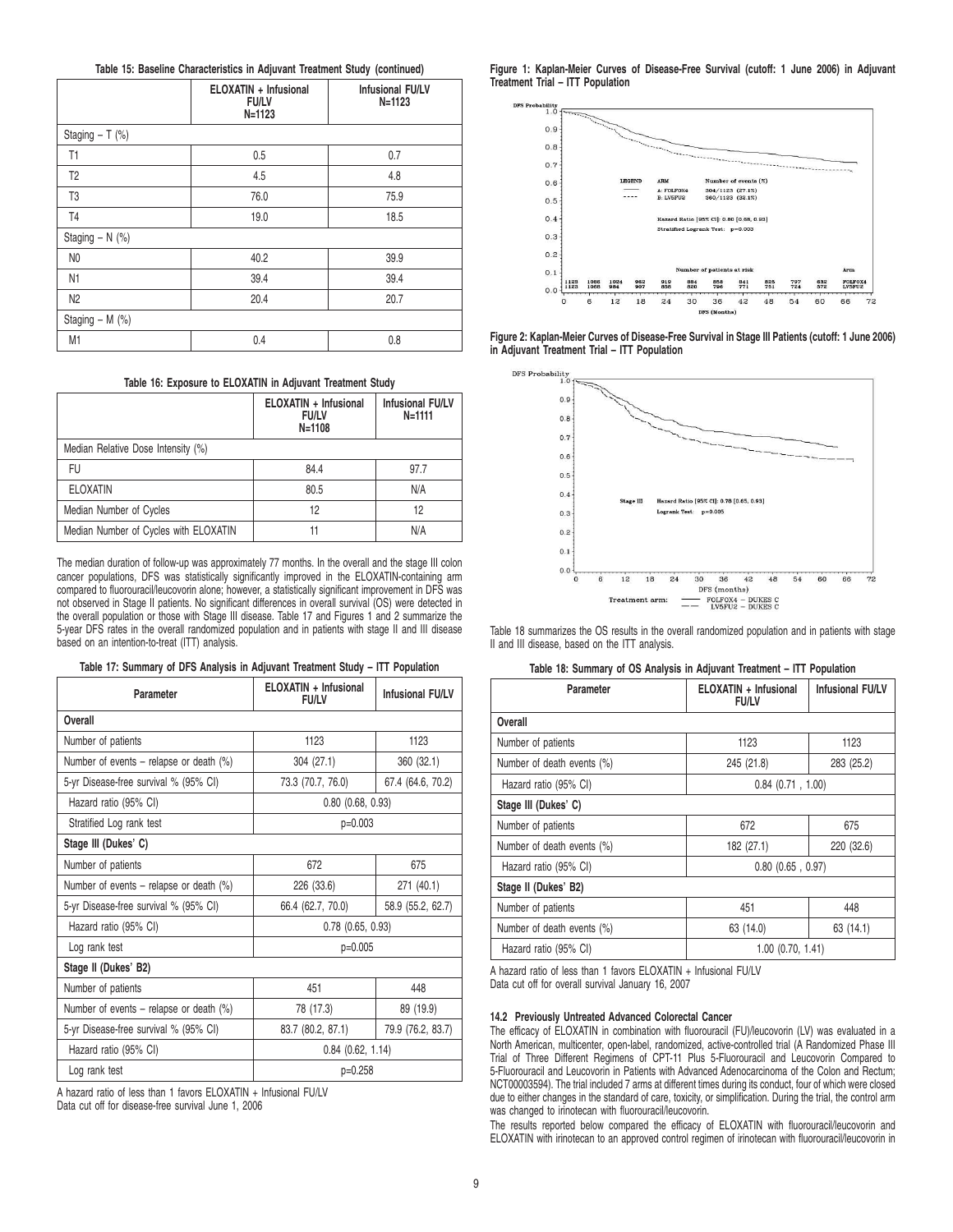**Table 15: Baseline Characteristics in Adjuvant Treatment Study (continued)**

| | ELOXATIN + Infusional FU/LV N=1123 | Infusional FU/LV N=1123 |
|---|---|---|
| Staging – T (%) | | |
| T1 | 0.5 | 0.7 |
| T2 | 4.5 | 4.8 |
| T3 | 76.0 | 75.9 |
| T4 | 19.0 | 18.5 |
| Staging – N (%) | | |
| N0 | 40.2 | 39.9 |
| N1 | 39.4 | 39.4 |
| N2 | 20.4 | 20.7 |
| Staging – M (%) | | |
| M1 | 0.4 | 0.8 |

**Table 16: Exposure to ELOXATIN in Adjuvant Treatment Study**

| | ELOXATIN + Infusional FU/LV N=1108 | Infusional FU/LV N=1111 |
|---|---|---|
| Median Relative Dose Intensity (%) | | |
| FU | 84.4 | 97.7 |
| ELOXATIN | 80.5 | N/A |
| Median Number of Cycles | 12 | 12 |
| Median Number of Cycles with ELOXATIN | 11 | N/A |

The median duration of follow-up was approximately 77 months. In the overall and the stage III colon cancer populations, DFS was statistically significantly improved in the ELOXATIN-containing arm compared to fluorouracil/leucovorin alone; however, a statistically significant improvement in DFS was not observed in Stage II patients. No significant differences in overall survival (OS) were detected in the overall population or those with Stage III disease. Table 17 and Figures 1 and 2 summarize the 5-year DFS rates in the overall randomized population and in patients with stage II and III disease based on an intention-to-treat (ITT) analysis.

**Table 17: Summary of DFS Analysis in Adjuvant Treatment Study – ITT Population**

| Parameter | ELOXATIN + Infusional FU/LV | Infusional FU/LV |
|---|---|---|
| **Overall** | | |
| Number of patients | 1123 | 1123 |
| Number of events – relapse or death (%) | 304 (27.1) | 360 (32.1) |
| 5-yr Disease-free survival % (95% CI) | 73.3 (70.7, 76.0) | 67.4 (64.6, 70.2) |
| Hazard ratio (95% CI) | 0.80 (0.68, 0.93) | |
| Stratified Log rank test | p=0.003 | |
| **Stage III (Dukes' C)** | | |
| Number of patients | 672 | 675 |
| Number of events – relapse or death (%) | 226 (33.6) | 271 (40.1) |
| 5-yr Disease-free survival % (95% CI) | 66.4 (62.7, 70.0) | 58.9 (55.2, 62.7) |
| Hazard ratio (95% CI) | 0.78 (0.65, 0.93) | |
| Log rank test | p=0.005 | |
| **Stage II (Dukes' B2)** | | |
| Number of patients | 451 | 448 |
| Number of events – relapse or death (%) | 78 (17.3) | 89 (19.9) |
| 5-yr Disease-free survival % (95% CI) | 83.7 (80.2, 87.1) | 79.9 (76.2, 83.7) |
| Hazard ratio (95% CI) | 0.84 (0.62, 1.14) | |
| Log rank test | p=0.258 | |

A hazard ratio of less than 1 favors ELOXATIN + Infusional FU/LV
Data cut off for disease-free survival June 1, 2006

**Figure 1: Kaplan-Meier Curves of Disease-Free Survival (cutoff: 1 June 2006) in Adjuvant Treatment Trial – ITT Population**

DFS Probability
LEGEND ARM Number of events (%)
A: FOLFOX4 304/1123 (27.1%)
B: LV5FU2 360/1123 (32.1%)
Hazard Ratio [95% CI]: 0.80 [0.68, 0.93]
Stratified Logrank Test: p=0.003
Number of patients at risk
1123 1086 1024 962 919 884 858 841 825 797 632 FOLFOX4
1123 1066 984 907 858 820 796 771 751 724 572 LV5FU2
Arm
DFS (Months)

**Figure 2: Kaplan-Meier Curves of Disease-Free Survival in Stage III Patients (cutoff: 1 June 2006) in Adjuvant Treatment Trial – ITT Population**

DFS Probability
Stage III Hazard Ratio [95% CI]: 0.78 [0.65, 0.93]
Logrank Test: p=0.005
DFS (months)
Treatment arm: FOLFOX4 – DUKES C
LV5FU2 – DUKES C

Table 18 summarizes the OS results in the overall randomized population and in patients with stage II and III disease, based on the ITT analysis.

**Table 18: Summary of OS Analysis in Adjuvant Treatment – ITT Population**

| Parameter | ELOXATIN + Infusional FU/LV | Infusional FU/LV |
|---|---|---|
| **Overall** | | |
| Number of patients | 1123 | 1123 |
| Number of death events (%) | 245 (21.8) | 283 (25.2) |
| Hazard ratio (95% CI) | 0.84 (0.71 , 1.00) | |
| **Stage III (Dukes' C)** | | |
| Number of patients | 672 | 675 |
| Number of death events (%) | 182 (27.1) | 220 (32.6) |
| Hazard ratio (95% CI) | 0.80 (0.65 , 0.97) | |
| **Stage II (Dukes' B2)** | | |
| Number of patients | 451 | 448 |
| Number of death events (%) | 63 (14.0) | 63 (14.1) |
| Hazard ratio (95% CI) | 1.00 (0.70, 1.41) | |

A hazard ratio of less than 1 favors ELOXATIN + Infusional FU/LV
Data cut off for overall survival January 16, 2007

### 14.2 Previously Untreated Advanced Colorectal Cancer

The efficacy of ELOXATIN in combination with fluorouracil (FU)/leucovorin (LV) was evaluated in a North American, multicenter, open-label, randomized, active-controlled trial (A Randomized Phase III Trial of Three Different Regimens of CPT-11 Plus 5-Fluorouracil and Leucovorin Compared to 5-Fluorouracil and Leucovorin in Patients with Advanced Adenocarcinoma of the Colon and Rectum; NCT00003594). The trial included 7 arms at different times during its conduct, four of which were closed due to either changes in the standard of care, toxicity, or simplification. During the trial, the control arm was changed to irinotecan with fluorouracil/leucovorin.

The results reported below compared the efficacy of ELOXATIN with fluorouracil/leucovorin and ELOXATIN with irinotecan to an approved control regimen of irinotecan with fluorouracil/leucovorin in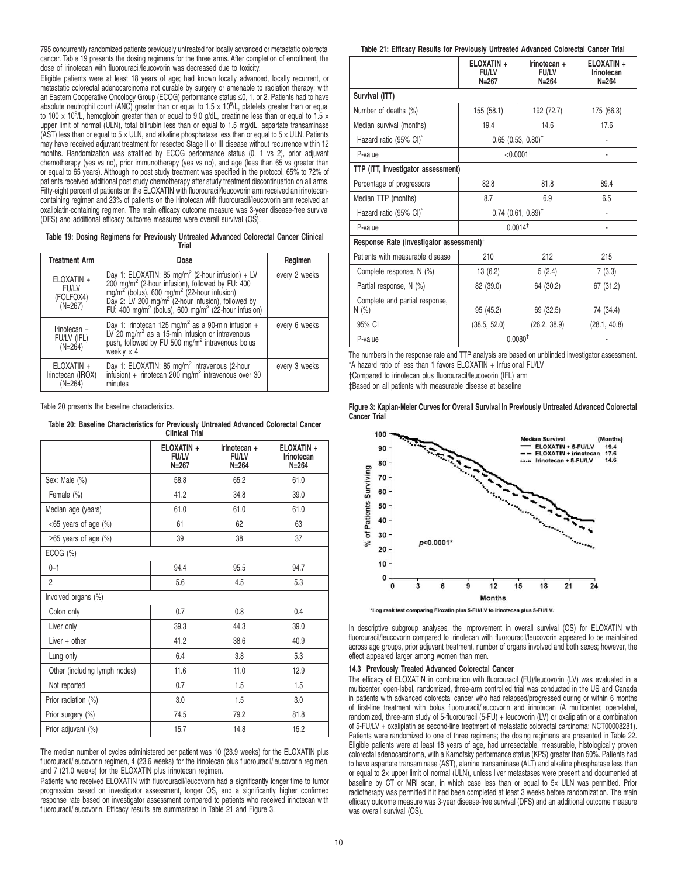795 concurrently randomized patients previously untreated for locally advanced or metastatic colorectal cancer. Table 19 presents the dosing regimens for the three arms. After completion of enrollment, the dose of irinotecan with fluorouracil/leucovorin was decreased due to toxicity.

Eligible patients were at least 18 years of age; had known locally advanced, locally recurrent, or metastatic colorectal adenocarcinoma not curable by surgery or amenable to radiation therapy; with an Eastern Cooperative Oncology Group (ECOG) performance status ≤0, 1, or 2. Patients had to have absolute neutrophil count (ANC) greater than or equal to 1.5 x $10^9$/L, platelets greater than or equal to 100 x $10^9$/L, hemoglobin greater than or equal to 9.0 g/dL, creatinine less than or equal to 1.5 x upper limit of normal (ULN), total bilirubin less than or equal to 1.5 mg/dL, aspartate transaminase (AST) less than or equal to 5 x ULN, and alkaline phosphatase less than or equal to 5 x ULN. Patients may have received adjuvant treatment for resected Stage II or III disease without recurrence within 12 months. Randomization was stratified by ECOG performance status (0, 1 vs 2), prior adjuvant chemotherapy (yes vs no), prior immunotherapy (yes vs no), and age (less than 65 vs greater than or equal to 65 years). Although no post study treatment was specified in the protocol, 65% to 72% of patients received additional post study chemotherapy after study treatment discontinuation on all arms. Fifty-eight percent of patients on the ELOXATIN with fluorouracil/leucovorin arm received an irinotecan-containing regimen and 23% of patients on the irinotecan with fluorouracil/leucovorin arm received an oxaliplatin-containing regimen. The main efficacy outcome measure was 3-year disease-free survival (DFS) and additional efficacy outcome measures were overall survival (OS).

**Table 19: Dosing Regimens for Previously Untreated Advanced Colorectal Cancer Clinical Trial**

| Treatment Arm | Dose | Regimen |
|---|---|---|
| ELOXATIN + FU/LV (FOLFOX4) (N=267) | Day 1: ELOXATIN: 85 mg/m$^2$ (2-hour infusion) + LV 200 mg/m$^2$ (2-hour infusion), followed by FU: 400 mg/m$^2$ (bolus), 600 mg/m$^2$ (22-hour infusion) Day 2: LV 200 mg/m$^2$ (2-hour infusion), followed by FU: 400 mg/m$^2$ (bolus), 600 mg/m$^2$ (22-hour infusion) | every 2 weeks |
| Irinotecan + FU/LV (IFL) (N=264) | Day 1: irinotecan 125 mg/m$^2$ as a 90-min infusion + LV 20 mg/m$^2$ as a 15-min infusion or intravenous push, followed by FU 500 mg/m$^2$ intravenous bolus weekly x 4 | every 6 weeks |
| ELOXATIN + Irinotecan (IROX) (N=264) | Day 1: ELOXATIN: 85 mg/m$^2$ intravenous (2-hour infusion) + irinotecan 200 mg/m$^2$ intravenous over 30 minutes | every 3 weeks |

Table 20 presents the baseline characteristics.

**Table 20: Baseline Characteristics for Previously Untreated Advanced Colorectal Cancer Clinical Trial**

| | ELOXATIN + FU/LV N=267 | Irinotecan + FU/LV N=264 | ELOXATIN + Irinotecan N=264 |
|---|---|---|---|
| Sex: Male (%) | 58.8 | 65.2 | 61.0 |
| Female (%) | 41.2 | 34.8 | 39.0 |
| Median age (years) | 61.0 | 61.0 | 61.0 |
| <65 years of age (%) | 61 | 62 | 63 |
| ≥65 years of age (%) | 39 | 38 | 37 |
| ECOG (%) | | | |
| 0–1 | 94.4 | 95.5 | 94.7 |
| 2 | 5.6 | 4.5 | 5.3 |
| Involved organs (%) | | | |
| Colon only | 0.7 | 0.8 | 0.4 |
| Liver only | 39.3 | 44.3 | 39.0 |
| Liver + other | 41.2 | 38.6 | 40.9 |
| Lung only | 6.4 | 3.8 | 5.3 |
| Other (including lymph nodes) | 11.6 | 11.0 | 12.9 |
| Not reported | 0.7 | 1.5 | 1.5 |
| Prior radiation (%) | 3.0 | 1.5 | 3.0 |
| Prior surgery (%) | 74.5 | 79.2 | 81.8 |
| Prior adjuvant (%) | 15.7 | 14.8 | 15.2 |

The median number of cycles administered per patient was 10 (23.9 weeks) for the ELOXATIN plus fluorouracil/leucovorin regimen, 4 (23.6 weeks) for the irinotecan plus fluorouracil/leucovorin regimen, and 7 (21.0 weeks) for the ELOXATIN plus irinotecan regimen.

Patients who received ELOXATIN with fluorouracil/leucovorin had a significantly longer time to tumor progression based on investigator assessment, longer OS, and a significantly higher confirmed response rate based on investigator assessment compared to patients who received irinotecan with fluorouracil/leucovorin. Efficacy results are summarized in Table 21 and Figure 3.

**Table 21: Efficacy Results for Previously Untreated Advanced Colorectal Cancer Trial**

| | ELOXATIN + FU/LV N=267 | Irinotecan + FU/LV N=264 | ELOXATIN + Irinotecan N=264 |
|---|---|---|---|
| **Survival (ITT)** | | | |
| Number of deaths (%) | 155 (58.1) | 192 (72.7) | 175 (66.3) |
| Median survival (months) | 19.4 | 14.6 | 17.6 |
| Hazard ratio (95% CI)* | 0.65 (0.53, 0.80)† | | - |
| P-value | <0.0001† | | - |
| **TTP (ITT, investigator assessment)** | | | |
| Percentage of progressors | 82.8 | 81.8 | 89.4 |
| Median TTP (months) | 8.7 | 6.9 | 6.5 |
| Hazard ratio (95% CI)* | 0.74 (0.61, 0.89)† | | - |
| P-value | 0.0014† | | - |
| **Response Rate (investigator assessment)‡** | | | |
| Patients with measurable disease | 210 | 212 | 215 |
| Complete response, N (%) | 13 (6.2) | 5 (2.4) | 7 (3.3) |
| Partial response, N (%) | 82 (39.0) | 64 (30.2) | 67 (31.2) |
| Complete and partial response, N (%) | 95 (45.2) | 69 (32.5) | 74 (34.4) |
| 95% CI | (38.5, 52.0) | (26.2, 38.9) | (28.1, 40.8) |
| P-value | 0.0080† | | - |

The numbers in the response rate and TTP analysis are based on unblinded investigator assessment.
*A hazard ratio of less than 1 favors ELOXATIN + Infusional FU/LV
†Compared to irinotecan plus fluorouracil/leucovorin (IFL) arm
‡Based on all patients with measurable disease at baseline

**Figure 3: Kaplan-Meier Curves for Overall Survival in Previously Untreated Advanced Colorectal Cancer Trial**

Median Survival (Months)
ELOXATIN + 5-FU/LV 19.4
ELOXATIN + irinotecan 17.6
Irinotecan + 5-FU/LV 14.6
% of Patients Surviving
Months
p<0.0001*
0 3 6 9 12 15 18 21 24
0 10 20 30 40 50 60 70 80 90 100

*Log rank test comparing Eloxatin plus 5-FU/LV to irinotecan plus 5-FU/LV.

In descriptive subgroup analyses, the improvement in overall survival (OS) for ELOXATIN with fluorouracil/leucovorin compared to irinotecan with fluorouracil/leucovorin appeared to be maintained across age groups, prior adjuvant treatment, number of organs involved and both sexes; however, the effect appeared larger among women than men.

### 14.3 Previously Treated Advanced Colorectal Cancer

The efficacy of ELOXATIN in combination with fluorouracil (FU)/leucovorin (LV) was evaluated in a multicenter, open-label, randomized, three-arm controlled trial was conducted in the US and Canada in patients with advanced colorectal cancer who had relapsed/progressed during or within 6 months of first-line treatment with bolus fluorouracil/leucovorin and irinotecan (A multicenter, open-label, randomized, three-arm study of 5-fluorouracil (5-FU) + leucovorin (LV) or oxaliplatin or a combination of 5-FU/LV + oxaliplatin as second-line treatment of metastatic colorectal carcinoma: NCT00008281). Patients were randomized to one of three regimens; the dosing regimens are presented in Table 22. Eligible patients were at least 18 years of age, had unresectable, measurable, histologically proven colorectal adenocarcinoma, with a Karnofsky performance status (KPS) greater than 50%. Patients had to have aspartate transaminase (AST), alanine transaminase (ALT) and alkaline phosphatase less than or equal to 2x upper limit of normal (ULN), unless liver metastases were present and documented at baseline by CT or MRI scan, in which case less than or equal to 5x ULN was permitted. Prior radiotherapy was permitted if it had been completed at least 3 weeks before randomization. The main efficacy outcome measure was 3-year disease-free survival (DFS) and an additional outcome measure was overall survival (OS).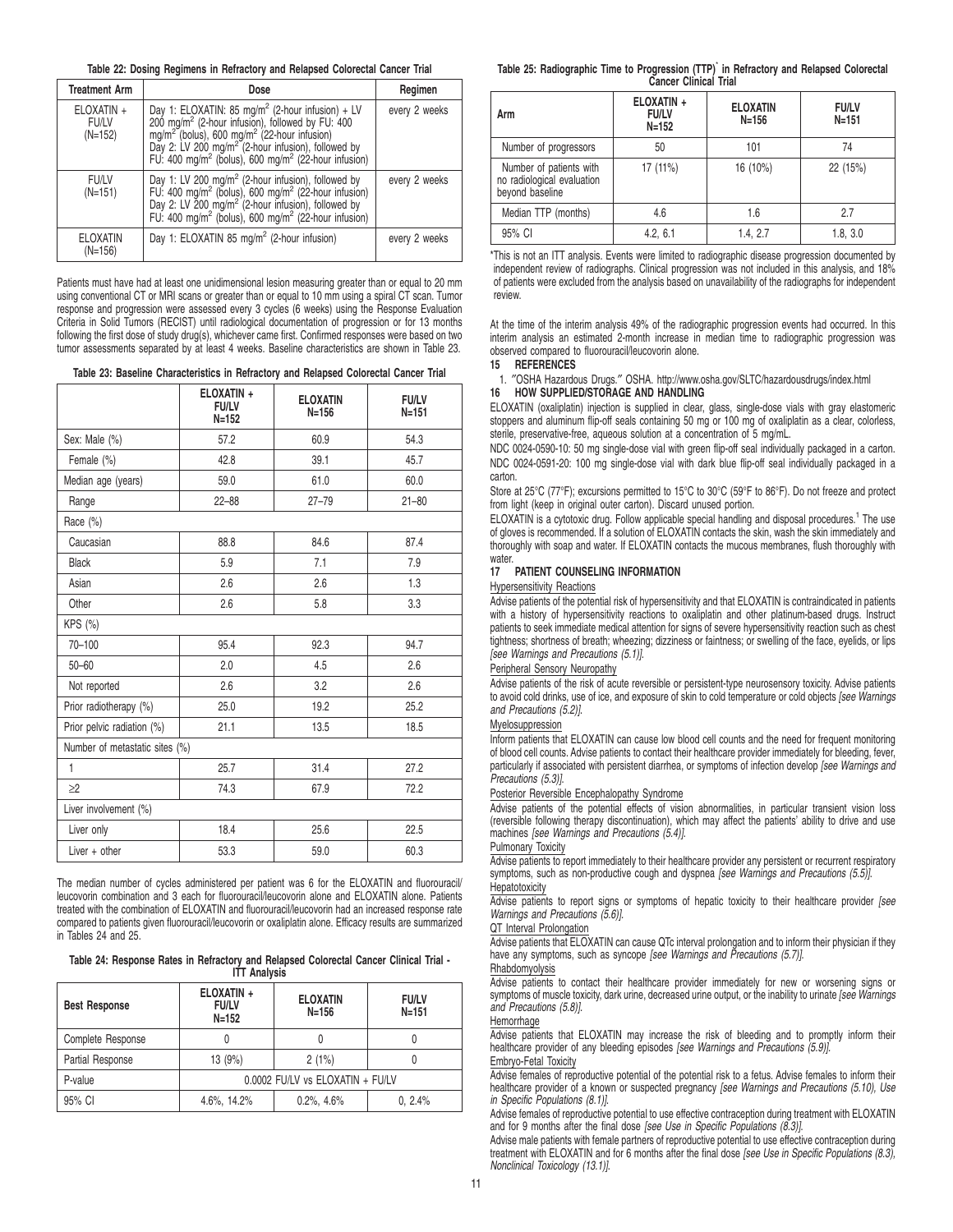**Table 22: Dosing Regimens in Refractory and Relapsed Colorectal Cancer Trial**

| Treatment Arm | Dose | Regimen |
|---|---|---|
| ELOXATIN + FU/LV (N=152) | Day 1: ELOXATIN: 85 mg/m$^2$ (2-hour infusion) + LV 200 mg/m$^2$ (2-hour infusion), followed by FU: 400 mg/m$^2$ (bolus), 600 mg/m$^2$ (22-hour infusion) Day 2: LV 200 mg/m$^2$ (2-hour infusion), followed by FU: 400 mg/m$^2$ (bolus), 600 mg/m$^2$ (22-hour infusion) | every 2 weeks |
| FU/LV (N=151) | Day 1: LV 200 mg/m$^2$ (2-hour infusion), followed by FU: 400 mg/m$^2$ (bolus), 600 mg/m$^2$ (22-hour infusion) Day 2: LV 200 mg/m$^2$ (2-hour infusion), followed by FU: 400 mg/m$^2$ (bolus), 600 mg/m$^2$ (22-hour infusion) | every 2 weeks |
| ELOXATIN (N=156) | Day 1: ELOXATIN 85 mg/m$^2$ (2-hour infusion) | every 2 weeks |

Patients must have had at least one unidimensional lesion measuring greater than or equal to 20 mm using conventional CT or MRI scans or greater than or equal to 10 mm using a spiral CT scan. Tumor response and progression were assessed every 3 cycles (6 weeks) using the Response Evaluation Criteria in Solid Tumors (RECIST) until radiological documentation of progression or for 13 months following the first dose of study drug(s), whichever came first. Confirmed responses were based on two tumor assessments separated by at least 4 weeks. Baseline characteristics are shown in Table 23.

**Table 23: Baseline Characteristics in Refractory and Relapsed Colorectal Cancer Trial**

| | ELOXATIN + FU/LV N=152 | ELOXATIN N=156 | FU/LV N=151 |
|---|---|---|---|
| Sex: Male (%) | 57.2 | 60.9 | 54.3 |
| Female (%) | 42.8 | 39.1 | 45.7 |
| Median age (years) | 59.0 | 61.0 | 60.0 |
| Range | 22–88 | 27–79 | 21–80 |
| Race (%) | | | |
| Caucasian | 88.8 | 84.6 | 87.4 |
| Black | 5.9 | 7.1 | 7.9 |
| Asian | 2.6 | 2.6 | 1.3 |
| Other | 2.6 | 5.8 | 3.3 |
| KPS (%) | | | |
| 70–100 | 95.4 | 92.3 | 94.7 |
| 50–60 | 2.0 | 4.5 | 2.6 |
| Not reported | 2.6 | 3.2 | 2.6 |
| Prior radiotherapy (%) | 25.0 | 19.2 | 25.2 |
| Prior pelvic radiation (%) | 21.1 | 13.5 | 18.5 |
| Number of metastatic sites (%) | | | |
| 1 | 25.7 | 31.4 | 27.2 |
| ≥2 | 74.3 | 67.9 | 72.2 |
| Liver involvement (%) | | | |
| Liver only | 18.4 | 25.6 | 22.5 |
| Liver + other | 53.3 | 59.0 | 60.3 |

The median number of cycles administered per patient was 6 for the ELOXATIN and fluorouracil/leucovorin combination and 3 each for fluorouracil/leucovorin alone and ELOXATIN alone. Patients treated with the combination of ELOXATIN and fluorouracil/leucovorin had an increased response rate compared to patients given fluorouracil/leucovorin or oxaliplatin alone. Efficacy results are summarized in Tables 24 and 25.

**Table 24: Response Rates in Refractory and Relapsed Colorectal Cancer Clinical Trial - ITT Analysis**

| Best Response | ELOXATIN + FU/LV N=152 | ELOXATIN N=156 | FU/LV N=151 |
|---|---|---|---|
| Complete Response | 0 | 0 | 0 |
| Partial Response | 13 (9%) | 2 (1%) | 0 |
| P-value | 0.0002 FU/LV vs ELOXATIN + FU/LV | | |
| 95% CI | 4.6%, 14.2% | 0.2%, 4.6% | 0, 2.4% |

**Table 25: Radiographic Time to Progression (TTP)* in Refractory and Relapsed Colorectal Cancer Clinical Trial**

| Arm | ELOXATIN + FU/LV N=152 | ELOXATIN N=156 | FU/LV N=151 |
|---|---|---|---|
| Number of progressors | 50 | 101 | 74 |
| Number of patients with no radiological evaluation beyond baseline | 17 (11%) | 16 (10%) | 22 (15%) |
| Median TTP (months) | 4.6 | 1.6 | 2.7 |
| 95% CI | 4.2, 6.1 | 1.4, 2.7 | 1.8, 3.0 |

*This is not an ITT analysis. Events were limited to radiographic disease progression documented by independent review of radiographs. Clinical progression was not included in this analysis, and 18% of patients were excluded from the analysis based on unavailability of the radiographs for independent review.

At the time of the interim analysis 49% of the radiographic progression events had occurred. In this interim analysis an estimated 2-month increase in median time to radiographic progression was observed compared to fluorouracil/leucovorin alone.

## 15 REFERENCES

1. "OSHA Hazardous Drugs." OSHA. http://www.osha.gov/SLTC/hazardousdrugs/index.html

## 16 HOW SUPPLIED/STORAGE AND HANDLING

ELOXATIN (oxaliplatin) injection is supplied in clear, glass, single-dose vials with gray elastomeric stoppers and aluminum flip-off seals containing 50 mg or 100 mg of oxaliplatin as a clear, colorless, sterile, preservative-free, aqueous solution at a concentration of 5 mg/mL.

NDC 0024-0590-10: 50 mg single-dose vial with green flip-off seal individually packaged in a carton.
NDC 0024-0591-20: 100 mg single-dose vial with dark blue flip-off seal individually packaged in a carton.

Store at 25°C (77°F); excursions permitted to 15°C to 30°C (59°F to 86°F). Do not freeze and protect from light (keep in original outer carton). Discard unused portion.

ELOXATIN is a cytotoxic drug. Follow applicable special handling and disposal procedures.[1] The use of gloves is recommended. If a solution of ELOXATIN contacts the skin, wash the skin immediately and thoroughly with soap and water. If ELOXATIN contacts the mucous membranes, flush thoroughly with water.

## 17 PATIENT COUNSELING INFORMATION

Hypersensitivity Reactions

Advise patients of the potential risk of hypersensitivity and that ELOXATIN is contraindicated in patients with a history of hypersensitivity reactions to oxaliplatin and other platinum-based drugs. Instruct patients to seek immediate medical attention for signs of severe hypersensitivity reaction such as chest tightness; shortness of breath; wheezing; dizziness or faintness; or swelling of the face, eyelids, or lips *[see Warnings and Precautions (5.1)]*.

Peripheral Sensory Neuropathy

Advise patients of the risk of acute reversible or persistent-type neurosensory toxicity. Advise patients to avoid cold drinks, use of ice, and exposure of skin to cold temperature or cold objects *[see Warnings and Precautions (5.2)]*.

Myelosuppression

Inform patients that ELOXATIN can cause low blood cell counts and the need for frequent monitoring of blood cell counts. Advise patients to contact their healthcare provider immediately for bleeding, fever, particularly if associated with persistent diarrhea, or symptoms of infection develop *[see Warnings and Precautions (5.3)]*.

Posterior Reversible Encephalopathy Syndrome

Advise patients of the potential effects of vision abnormalities, in particular transient vision loss (reversible following therapy discontinuation), which may affect the patients' ability to drive and use machines *[see Warnings and Precautions (5.4)]*.

Pulmonary Toxicity

Advise patients to report immediately to their healthcare provider any persistent or recurrent respiratory symptoms, such as non-productive cough and dyspnea *[see Warnings and Precautions (5.5)]*.

Hepatotoxicity

Advise patients to report signs or symptoms of hepatic toxicity to their healthcare provider *[see Warnings and Precautions (5.6)]*.

QT Interval Prolongation

Advise patients that ELOXATIN can cause QTc interval prolongation and to inform their physician if they have any symptoms, such as syncope *[see Warnings and Precautions (5.7)]*.

Rhabdomyolysis

Advise patients to contact their healthcare provider immediately for new or worsening signs or symptoms of muscle toxicity, dark urine, decreased urine output, or the inability to urinate *[see Warnings and Precautions (5.8)]*.

Hemorrhage

Advise patients that ELOXATIN may increase the risk of bleeding and to promptly inform their healthcare provider of any bleeding episodes *[see Warnings and Precautions (5.9)]*.

Embryo-Fetal Toxicity

Advise females of reproductive potential of the potential risk to a fetus. Advise females to inform their healthcare provider of a known or suspected pregnancy *[see Warnings and Precautions (5.10), Use in Specific Populations (8.1)]*.

Advise females of reproductive potential to use effective contraception during treatment with ELOXATIN and for 9 months after the final dose *[see Use in Specific Populations (8.3)]*.

Advise male patients with female partners of reproductive potential to use effective contraception during treatment with ELOXATIN and for 6 months after the final dose *[see Use in Specific Populations (8.3), Nonclinical Toxicology (13.1)]*.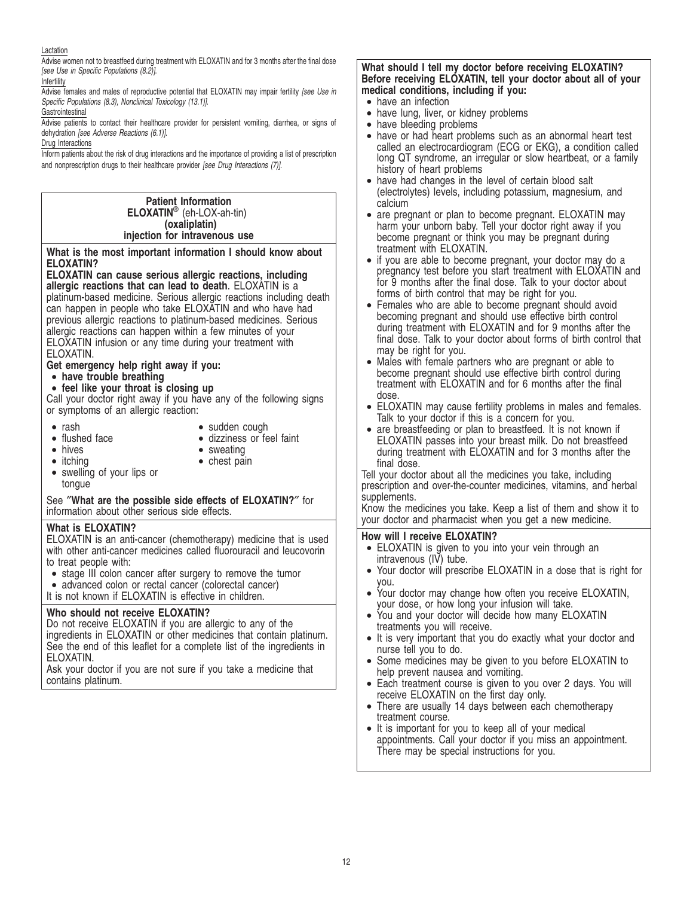Lactation

Advise women not to breastfeed during treatment with ELOXATIN and for 3 months after the final dose *[see Use in Specific Populations (8.2)]*.

Infertility

Advise females and males of reproductive potential that ELOXATIN may impair fertility *[see Use in Specific Populations (8.3), Nonclinical Toxicology (13.1)]*.

Gastrointestinal

Advise patients to contact their healthcare provider for persistent vomiting, diarrhea, or signs of dehydration *[see Adverse Reactions (6.1)]*.

Drug Interactions

Inform patients about the risk of drug interactions and the importance of providing a list of prescription and nonprescription drugs to their healthcare provider *[see Drug Interactions (7)]*.

## Patient Information
**ELOXATIN**® (eh-LOX-ah-tin)
**(oxaliplatin)**
**injection for intravenous use**

### What is the most important information I should know about ELOXATIN?

**ELOXATIN can cause serious allergic reactions, including allergic reactions that can lead to death**. ELOXATIN is a platinum-based medicine. Serious allergic reactions including death can happen in people who take ELOXATIN and who have had previous allergic reactions to platinum-based medicines. Serious allergic reactions can happen within a few minutes of your ELOXATIN infusion or any time during your treatment with ELOXATIN.

**Get emergency help right away if you:**

- **have trouble breathing**
- **feel like your throat is closing up**

Call your doctor right away if you have any of the following signs or symptoms of an allergic reaction:

- rash
- flushed face
- hives
- itching
- swelling of your lips or tongue
- sudden cough
- dizziness or feel faint
- sweating
- chest pain

See "**What are the possible side effects of ELOXATIN?**" for information about other serious side effects.

### What is ELOXATIN?

ELOXATIN is an anti-cancer (chemotherapy) medicine that is used with other anti-cancer medicines called fluorouracil and leucovorin to treat people with:

- stage III colon cancer after surgery to remove the tumor
- advanced colon or rectal cancer (colorectal cancer)

It is not known if ELOXATIN is effective in children.

### Who should not receive ELOXATIN?

Do not receive ELOXATIN if you are allergic to any of the ingredients in ELOXATIN or other medicines that contain platinum. See the end of this leaflet for a complete list of the ingredients in ELOXATIN.

Ask your doctor if you are not sure if you take a medicine that contains platinum.

### What should I tell my doctor before receiving ELOXATIN?

**Before receiving ELOXATIN, tell your doctor about all of your medical conditions, including if you:**

- have an infection
- have lung, liver, or kidney problems
- have bleeding problems
- have or had heart problems such as an abnormal heart test called an electrocardiogram (ECG or EKG), a condition called long QT syndrome, an irregular or slow heartbeat, or a family history of heart problems
- have had changes in the level of certain blood salt (electrolytes) levels, including potassium, magnesium, and calcium
- are pregnant or plan to become pregnant. ELOXATIN may harm your unborn baby. Tell your doctor right away if you become pregnant or think you may be pregnant during treatment with ELOXATIN.
- if you are able to become pregnant, your doctor may do a pregnancy test before you start treatment with ELOXATIN and for 9 months after the final dose. Talk to your doctor about forms of birth control that may be right for you.
- Females who are able to become pregnant should avoid becoming pregnant and should use effective birth control during treatment with ELOXATIN and for 9 months after the final dose. Talk to your doctor about forms of birth control that may be right for you.
- Males with female partners who are pregnant or able to become pregnant should use effective birth control during treatment with ELOXATIN and for 6 months after the final dose.
- ELOXATIN may cause fertility problems in males and females. Talk to your doctor if this is a concern for you.
- are breastfeeding or plan to breastfeed. It is not known if ELOXATIN passes into your breast milk. Do not breastfeed during treatment with ELOXATIN and for 3 months after the final dose.

Tell your doctor about all the medicines you take, including prescription and over-the-counter medicines, vitamins, and herbal supplements.

Know the medicines you take. Keep a list of them and show it to your doctor and pharmacist when you get a new medicine.

### How will I receive ELOXATIN?

- ELOXATIN is given to you into your vein through an intravenous (IV) tube.
- Your doctor will prescribe ELOXATIN in a dose that is right for you.
- Your doctor may change how often you receive ELOXATIN, your dose, or how long your infusion will take.
- You and your doctor will decide how many ELOXATIN treatments you will receive.
- It is very important that you do exactly what your doctor and nurse tell you to do.
- Some medicines may be given to you before ELOXATIN to help prevent nausea and vomiting.
- Each treatment course is given to you over 2 days. You will receive ELOXATIN on the first day only.
- There are usually 14 days between each chemotherapy treatment course.
- It is important for you to keep all of your medical appointments. Call your doctor if you miss an appointment. There may be special instructions for you.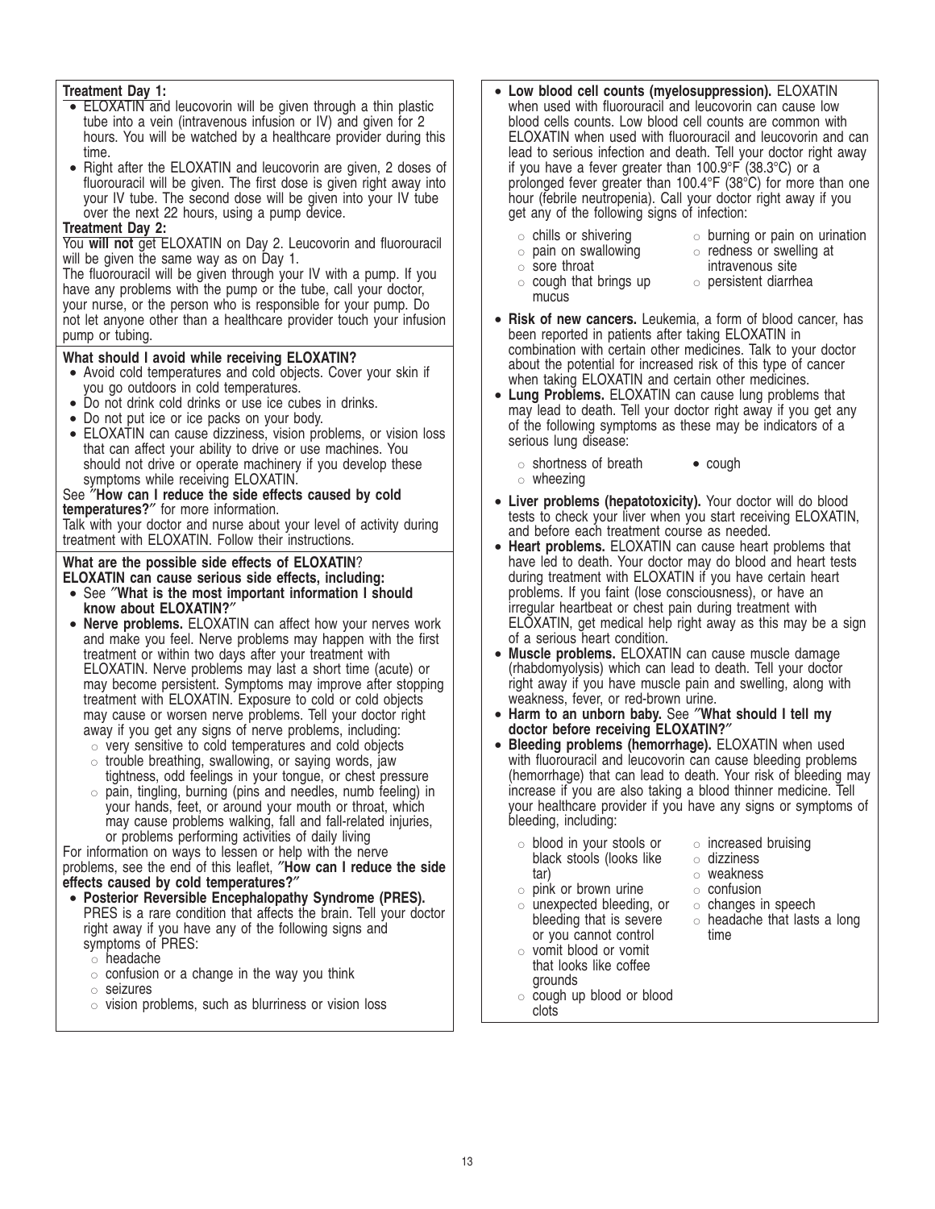**Treatment Day 1:**

- ELOXATIN and leucovorin will be given through a thin plastic tube into a vein (intravenous infusion or IV) and given for 2 hours. You will be watched by a healthcare provider during this time.
- Right after the ELOXATIN and leucovorin are given, 2 doses of fluorouracil will be given. The first dose is given right away into your IV tube. The second dose will be given into your IV tube over the next 22 hours, using a pump device.

**Treatment Day 2:**

You **will not** get ELOXATIN on Day 2. Leucovorin and fluorouracil will be given the same way as on Day 1.

The fluorouracil will be given through your IV with a pump. If you have any problems with the pump or the tube, call your doctor, your nurse, or the person who is responsible for your pump. Do not let anyone other than a healthcare provider touch your infusion pump or tubing.

**What should I avoid while receiving ELOXATIN?**

- Avoid cold temperatures and cold objects. Cover your skin if you go outdoors in cold temperatures.
- Do not drink cold drinks or use ice cubes in drinks.
- Do not put ice or ice packs on your body.
- ELOXATIN can cause dizziness, vision problems, or vision loss that can affect your ability to drive or use machines. You should not drive or operate machinery if you develop these symptoms while receiving ELOXATIN.

See **"How can I reduce the side effects caused by cold temperatures?"** for more information.

Talk with your doctor and nurse about your level of activity during treatment with ELOXATIN. Follow their instructions.

**What are the possible side effects of ELOXATIN?**

**ELOXATIN can cause serious side effects, including:**

- See **"What is the most important information I should know about ELOXATIN?"**
- **Nerve problems.** ELOXATIN can affect how your nerves work and make you feel. Nerve problems may happen with the first treatment or within two days after your treatment with ELOXATIN. Nerve problems may last a short time (acute) or may become persistent. Symptoms may improve after stopping treatment with ELOXATIN. Exposure to cold or cold objects may cause or worsen nerve problems. Tell your doctor right away if you get any signs of nerve problems, including:
  - very sensitive to cold temperatures and cold objects
  - trouble breathing, swallowing, or saying words, jaw tightness, odd feelings in your tongue, or chest pressure
  - pain, tingling, burning (pins and needles, numb feeling) in your hands, feet, or around your mouth or throat, which may cause problems walking, fall and fall-related injuries, or problems performing activities of daily living

For information on ways to lessen or help with the nerve problems, see the end of this leaflet, **"How can I reduce the side effects caused by cold temperatures?"**

- **Posterior Reversible Encephalopathy Syndrome (PRES).** PRES is a rare condition that affects the brain. Tell your doctor right away if you have any of the following signs and symptoms of PRES:
  - headache
  - confusion or a change in the way you think
  - seizures
  - vision problems, such as blurriness or vision loss
- **Low blood cell counts (myelosuppression).** ELOXATIN when used with fluorouracil and leucovorin can cause low blood cells counts. Low blood cell counts are common with ELOXATIN when used with fluorouracil and leucovorin and can lead to serious infection and death. Tell your doctor right away if you have a fever greater than 100.9°F (38.3°C) or a prolonged fever greater than 100.4°F (38°C) for more than one hour (febrile neutropenia). Call your doctor right away if you get any of the following signs of infection:
  - chills or shivering
  - pain on swallowing
  - sore throat
  - cough that brings up mucus
  - burning or pain on urination
  - redness or swelling at intravenous site
  - persistent diarrhea
- **Risk of new cancers.** Leukemia, a form of blood cancer, has been reported in patients after taking ELOXATIN in combination with certain other medicines. Talk to your doctor about the potential for increased risk of this type of cancer when taking ELOXATIN and certain other medicines.
- **Lung Problems.** ELOXATIN can cause lung problems that may lead to death. Tell your doctor right away if you get any of the following symptoms as these may be indicators of a serious lung disease:
  - shortness of breath
  - wheezing
  - cough
- **Liver problems (hepatotoxicity).** Your doctor will do blood tests to check your liver when you start receiving ELOXATIN, and before each treatment course as needed.
- **Heart problems.** ELOXATIN can cause heart problems that have led to death. Your doctor may do blood and heart tests during treatment with ELOXATIN if you have certain heart problems. If you faint (lose consciousness), or have an irregular heartbeat or chest pain during treatment with ELOXATIN, get medical help right away as this may be a sign of a serious heart condition.
- **Muscle problems.** ELOXATIN can cause muscle damage (rhabdomyolysis) which can lead to death. Tell your doctor right away if you have muscle pain and swelling, along with weakness, fever, or red-brown urine.
- **Harm to an unborn baby.** See **"What should I tell my doctor before receiving ELOXATIN?"**
- **Bleeding problems (hemorrhage).** ELOXATIN when used with fluorouracil and leucovorin can cause bleeding problems (hemorrhage) that can lead to death. Your risk of bleeding may increase if you are also taking a blood thinner medicine. Tell your healthcare provider if you have any signs or symptoms of bleeding, including:
  - blood in your stools or black stools (looks like tar)
  - pink or brown urine
  - unexpected bleeding, or bleeding that is severe or you cannot control
  - vomit blood or vomit that looks like coffee grounds
  - cough up blood or blood clots
  - increased bruising
  - dizziness
  - weakness
  - confusion
  - changes in speech
  - headache that lasts a long time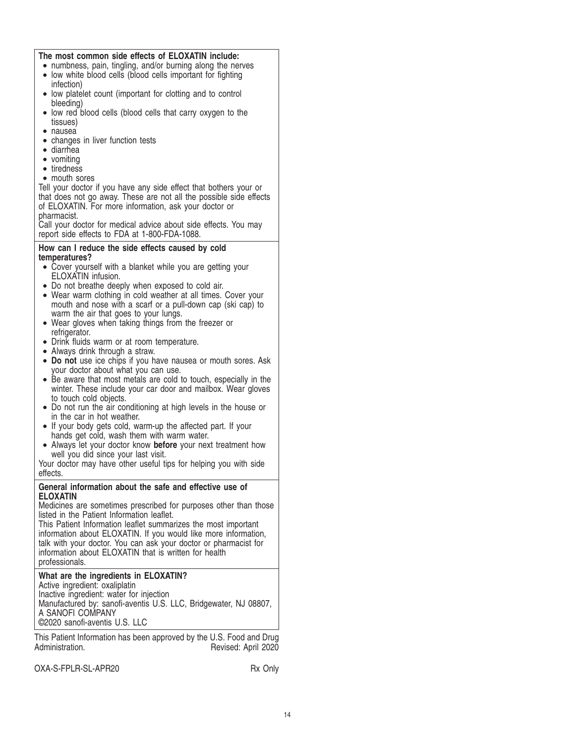**The most common side effects of ELOXATIN include:**

- numbness, pain, tingling, and/or burning along the nerves
- low white blood cells (blood cells important for fighting infection)
- low platelet count (important for clotting and to control bleeding)
- low red blood cells (blood cells that carry oxygen to the tissues)
- nausea
- changes in liver function tests
- diarrhea
- vomiting
- tiredness
- mouth sores

Tell your doctor if you have any side effect that bothers your or that does not go away. These are not all the possible side effects of ELOXATIN. For more information, ask your doctor or pharmacist.

Call your doctor for medical advice about side effects. You may report side effects to FDA at 1-800-FDA-1088.

**How can I reduce the side effects caused by cold temperatures?**

- Cover yourself with a blanket while you are getting your ELOXATIN infusion.
- Do not breathe deeply when exposed to cold air.
- Wear warm clothing in cold weather at all times. Cover your mouth and nose with a scarf or a pull-down cap (ski cap) to warm the air that goes to your lungs.
- Wear gloves when taking things from the freezer or refrigerator.
- Drink fluids warm or at room temperature.
- Always drink through a straw.
- **Do not** use ice chips if you have nausea or mouth sores. Ask your doctor about what you can use.
- Be aware that most metals are cold to touch, especially in the winter. These include your car door and mailbox. Wear gloves to touch cold objects.
- Do not run the air conditioning at high levels in the house or in the car in hot weather.
- If your body gets cold, warm-up the affected part. If your hands get cold, wash them with warm water.
- Always let your doctor know **before** your next treatment how well you did since your last visit.

Your doctor may have other useful tips for helping you with side effects.

**General information about the safe and effective use of ELOXATIN**

Medicines are sometimes prescribed for purposes other than those listed in the Patient Information leaflet.

This Patient Information leaflet summarizes the most important information about ELOXATIN. If you would like more information, talk with your doctor. You can ask your doctor or pharmacist for information about ELOXATIN that is written for health professionals.

**What are the ingredients in ELOXATIN?**

Active ingredient: oxaliplatin

Inactive ingredient: water for injection

Manufactured by: sanofi-aventis U.S. LLC, Bridgewater, NJ 08807, A SANOFI COMPANY

©2020 sanofi-aventis U.S. LLC

This Patient Information has been approved by the U.S. Food and Drug Administration. Revised: April 2020

OXA-S-FPLR-SL-APR20 Rx Only